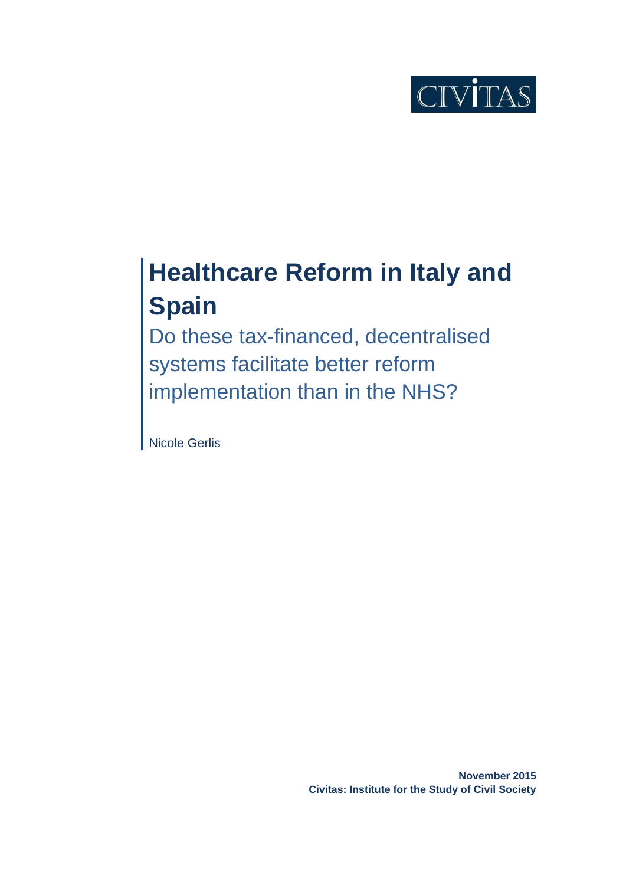CIVITAS

# Healthcare Reform in Italy and Spain

## Do these tax-financed, decentralised systems facilitate better reform implementation than in the NHS?

Nicole Gerlis

**November 2015**
**Civitas: Institute for the Study of Civil Society**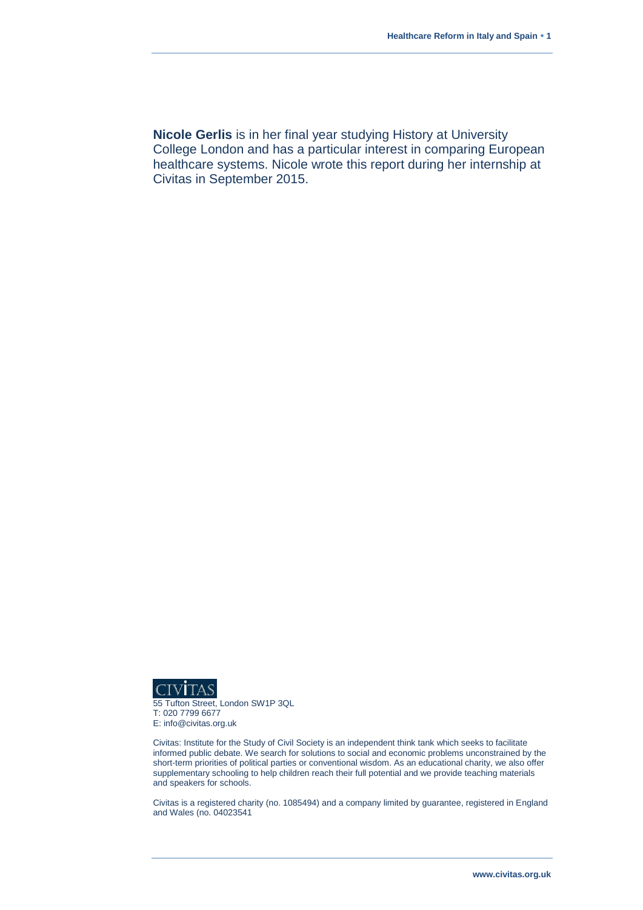**Nicole Gerlis** is in her final year studying History at University College London and has a particular interest in comparing European healthcare systems. Nicole wrote this report during her internship at Civitas in September 2015.

CIVITAS

55 Tufton Street, London SW1P 3QL
T: 020 7799 6677
E: info@civitas.org.uk

Civitas: Institute for the Study of Civil Society is an independent think tank which seeks to facilitate informed public debate. We search for solutions to social and economic problems unconstrained by the short-term priorities of political parties or conventional wisdom. As an educational charity, we also offer supplementary schooling to help children reach their full potential and we provide teaching materials and speakers for schools.

Civitas is a registered charity (no. 1085494) and a company limited by guarantee, registered in England and Wales (no. 04023541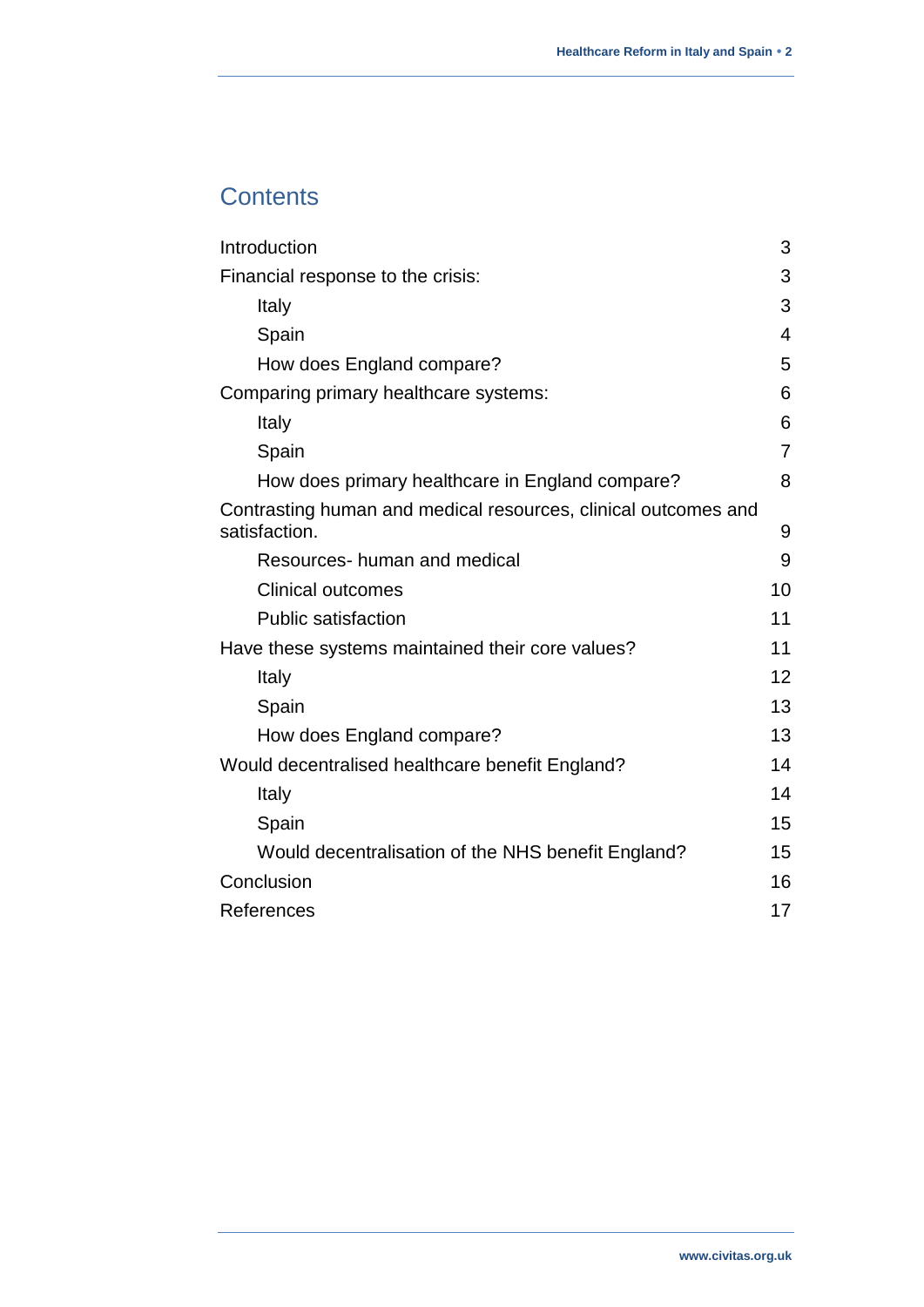## Contents

| | |
|---|---|
| Introduction | 3 |
| Financial response to the crisis: | 3 |
| Italy | 3 |
| Spain | 4 |
| How does England compare? | 5 |
| Comparing primary healthcare systems: | 6 |
| Italy | 6 |
| Spain | 7 |
| How does primary healthcare in England compare? | 8 |
| Contrasting human and medical resources, clinical outcomes and satisfaction. | 9 |
| Resources- human and medical | 9 |
| Clinical outcomes | 10 |
| Public satisfaction | 11 |
| Have these systems maintained their core values? | 11 |
| Italy | 12 |
| Spain | 13 |
| How does England compare? | 13 |
| Would decentralised healthcare benefit England? | 14 |
| Italy | 14 |
| Spain | 15 |
| Would decentralisation of the NHS benefit England? | 15 |
| Conclusion | 16 |
| References | 17 |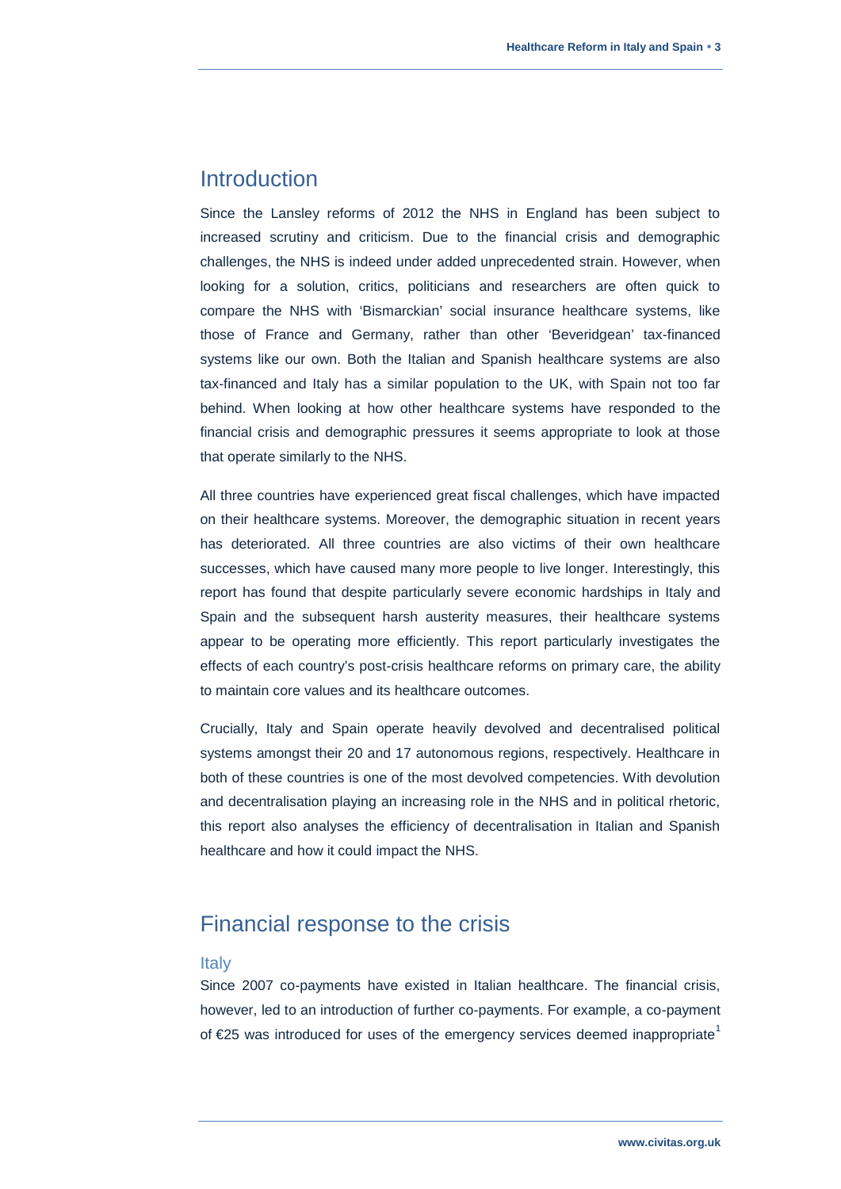## Introduction

Since the Lansley reforms of 2012 the NHS in England has been subject to increased scrutiny and criticism. Due to the financial crisis and demographic challenges, the NHS is indeed under added unprecedented strain. However, when looking for a solution, critics, politicians and researchers are often quick to compare the NHS with 'Bismarckian' social insurance healthcare systems, like those of France and Germany, rather than other 'Beveridgean' tax-financed systems like our own. Both the Italian and Spanish healthcare systems are also tax-financed and Italy has a similar population to the UK, with Spain not too far behind. When looking at how other healthcare systems have responded to the financial crisis and demographic pressures it seems appropriate to look at those that operate similarly to the NHS.

All three countries have experienced great fiscal challenges, which have impacted on their healthcare systems. Moreover, the demographic situation in recent years has deteriorated. All three countries are also victims of their own healthcare successes, which have caused many more people to live longer. Interestingly, this report has found that despite particularly severe economic hardships in Italy and Spain and the subsequent harsh austerity measures, their healthcare systems appear to be operating more efficiently. This report particularly investigates the effects of each country's post-crisis healthcare reforms on primary care, the ability to maintain core values and its healthcare outcomes.

Crucially, Italy and Spain operate heavily devolved and decentralised political systems amongst their 20 and 17 autonomous regions, respectively. Healthcare in both of these countries is one of the most devolved competencies. With devolution and decentralisation playing an increasing role in the NHS and in political rhetoric, this report also analyses the efficiency of decentralisation in Italian and Spanish healthcare and how it could impact the NHS.

## Financial response to the crisis

### Italy

Since 2007 co-payments have existed in Italian healthcare. The financial crisis, however, led to an introduction of further co-payments. For example, a co-payment of €25 was introduced for uses of the emergency services deemed inappropriate[1]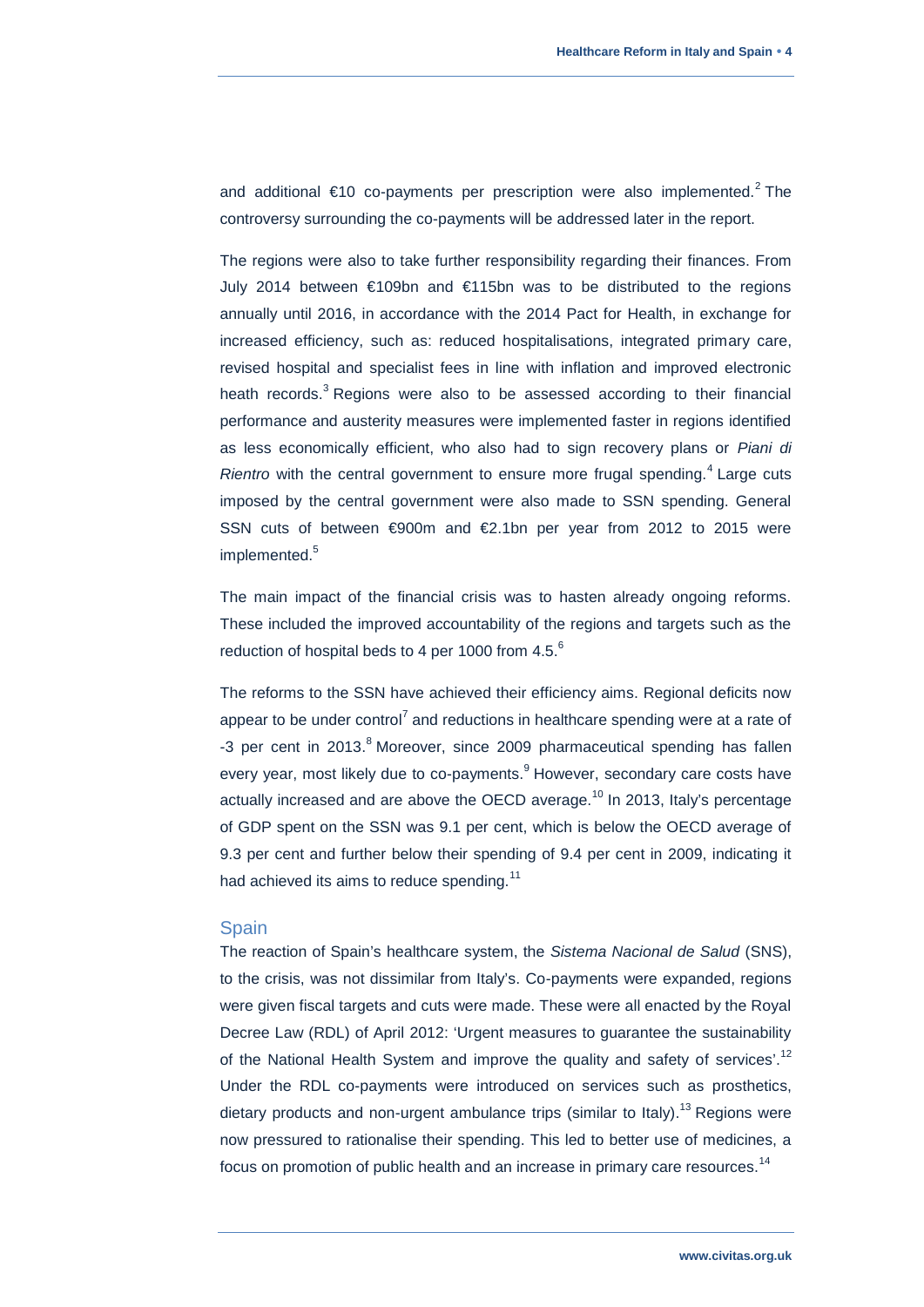and additional €10 co-payments per prescription were also implemented.[2] The controversy surrounding the co-payments will be addressed later in the report.

The regions were also to take further responsibility regarding their finances. From July 2014 between €109bn and €115bn was to be distributed to the regions annually until 2016, in accordance with the 2014 Pact for Health, in exchange for increased efficiency, such as: reduced hospitalisations, integrated primary care, revised hospital and specialist fees in line with inflation and improved electronic heath records.[3] Regions were also to be assessed according to their financial performance and austerity measures were implemented faster in regions identified as less economically efficient, who also had to sign recovery plans or *Piani di Rientro* with the central government to ensure more frugal spending.[4] Large cuts imposed by the central government were also made to SSN spending. General SSN cuts of between €900m and €2.1bn per year from 2012 to 2015 were implemented.[5]

The main impact of the financial crisis was to hasten already ongoing reforms. These included the improved accountability of the regions and targets such as the reduction of hospital beds to 4 per 1000 from 4.5.[6]

The reforms to the SSN have achieved their efficiency aims. Regional deficits now appear to be under control[7] and reductions in healthcare spending were at a rate of -3 per cent in 2013.[8] Moreover, since 2009 pharmaceutical spending has fallen every year, most likely due to co-payments.[9] However, secondary care costs have actually increased and are above the OECD average.[10] In 2013, Italy's percentage of GDP spent on the SSN was 9.1 per cent, which is below the OECD average of 9.3 per cent and further below their spending of 9.4 per cent in 2009, indicating it had achieved its aims to reduce spending.[11]

## Spain

The reaction of Spain's healthcare system, the *Sistema Nacional de Salud* (SNS), to the crisis, was not dissimilar from Italy's. Co-payments were expanded, regions were given fiscal targets and cuts were made. These were all enacted by the Royal Decree Law (RDL) of April 2012: 'Urgent measures to guarantee the sustainability of the National Health System and improve the quality and safety of services'.[12] Under the RDL co-payments were introduced on services such as prosthetics, dietary products and non-urgent ambulance trips (similar to Italy).[13] Regions were now pressured to rationalise their spending. This led to better use of medicines, a focus on promotion of public health and an increase in primary care resources.[14]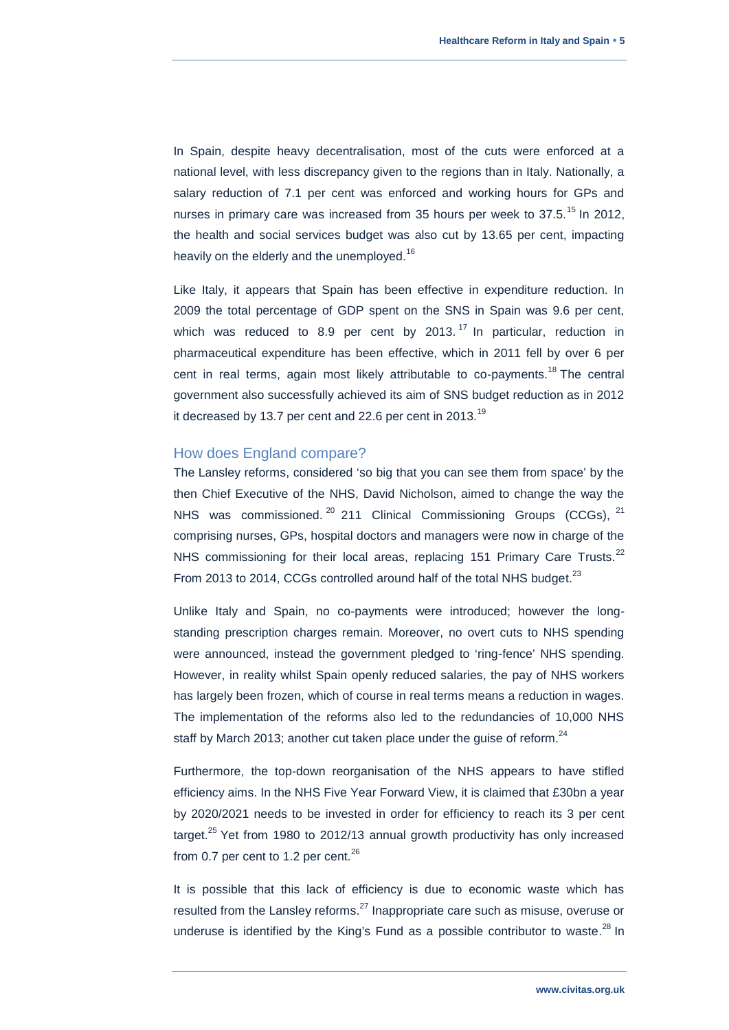In Spain, despite heavy decentralisation, most of the cuts were enforced at a national level, with less discrepancy given to the regions than in Italy. Nationally, a salary reduction of 7.1 per cent was enforced and working hours for GPs and nurses in primary care was increased from 35 hours per week to 37.5.[15] In 2012, the health and social services budget was also cut by 13.65 per cent, impacting heavily on the elderly and the unemployed.[16]

Like Italy, it appears that Spain has been effective in expenditure reduction. In 2009 the total percentage of GDP spent on the SNS in Spain was 9.6 per cent, which was reduced to 8.9 per cent by 2013.[17] In particular, reduction in pharmaceutical expenditure has been effective, which in 2011 fell by over 6 per cent in real terms, again most likely attributable to co-payments.[18] The central government also successfully achieved its aim of SNS budget reduction as in 2012 it decreased by 13.7 per cent and 22.6 per cent in 2013.[19]

## How does England compare?

The Lansley reforms, considered 'so big that you can see them from space' by the then Chief Executive of the NHS, David Nicholson, aimed to change the way the NHS was commissioned.[20] 211 Clinical Commissioning Groups (CCGs),[21] comprising nurses, GPs, hospital doctors and managers were now in charge of the NHS commissioning for their local areas, replacing 151 Primary Care Trusts.[22] From 2013 to 2014, CCGs controlled around half of the total NHS budget.[23]

Unlike Italy and Spain, no co-payments were introduced; however the long-standing prescription charges remain. Moreover, no overt cuts to NHS spending were announced, instead the government pledged to 'ring-fence' NHS spending. However, in reality whilst Spain openly reduced salaries, the pay of NHS workers has largely been frozen, which of course in real terms means a reduction in wages. The implementation of the reforms also led to the redundancies of 10,000 NHS staff by March 2013; another cut taken place under the guise of reform.[24]

Furthermore, the top-down reorganisation of the NHS appears to have stifled efficiency aims. In the NHS Five Year Forward View, it is claimed that £30bn a year by 2020/2021 needs to be invested in order for efficiency to reach its 3 per cent target.[25] Yet from 1980 to 2012/13 annual growth productivity has only increased from 0.7 per cent to 1.2 per cent.[26]

It is possible that this lack of efficiency is due to economic waste which has resulted from the Lansley reforms.[27] Inappropriate care such as misuse, overuse or underuse is identified by the King's Fund as a possible contributor to waste.[28] In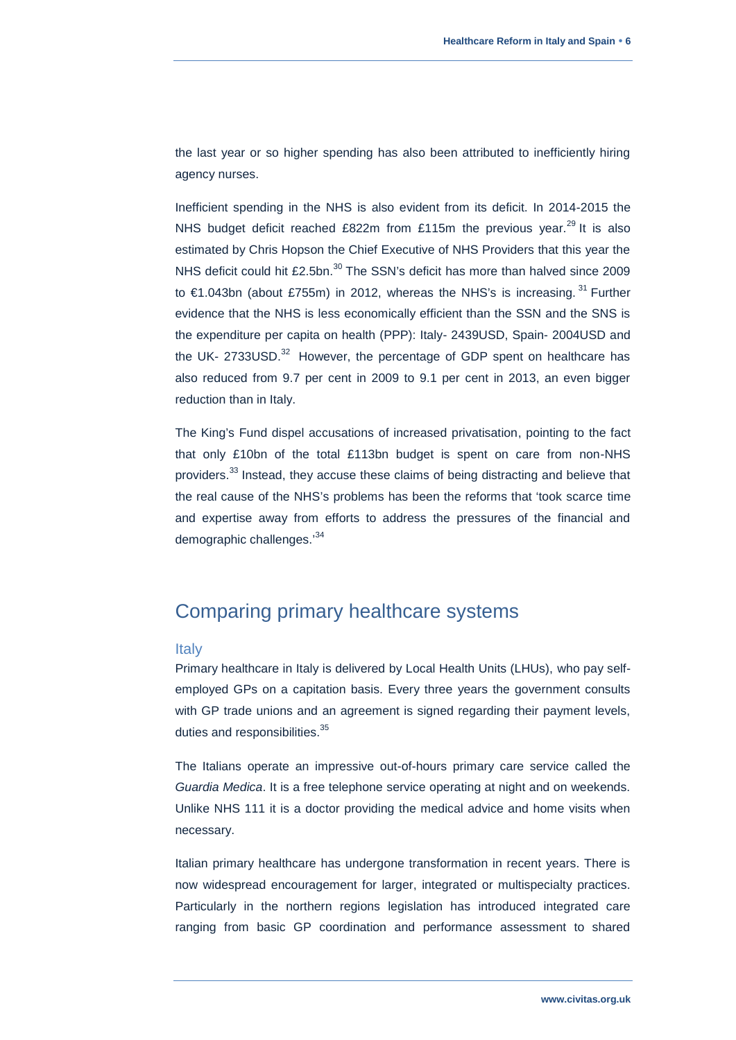the last year or so higher spending has also been attributed to inefficiently hiring agency nurses.

Inefficient spending in the NHS is also evident from its deficit. In 2014-2015 the NHS budget deficit reached £822m from £115m the previous year.[29] It is also estimated by Chris Hopson the Chief Executive of NHS Providers that this year the NHS deficit could hit £2.5bn.[30] The SSN's deficit has more than halved since 2009 to €1.043bn (about £755m) in 2012, whereas the NHS's is increasing.[31] Further evidence that the NHS is less economically efficient than the SSN and the SNS is the expenditure per capita on health (PPP): Italy- 2439USD, Spain- 2004USD and the UK- 2733USD.[32] However, the percentage of GDP spent on healthcare has also reduced from 9.7 per cent in 2009 to 9.1 per cent in 2013, an even bigger reduction than in Italy.

The King's Fund dispel accusations of increased privatisation, pointing to the fact that only £10bn of the total £113bn budget is spent on care from non-NHS providers.[33] Instead, they accuse these claims of being distracting and believe that the real cause of the NHS's problems has been the reforms that 'took scarce time and expertise away from efforts to address the pressures of the financial and demographic challenges.'[34]

## Comparing primary healthcare systems

### Italy

Primary healthcare in Italy is delivered by Local Health Units (LHUs), who pay self-employed GPs on a capitation basis. Every three years the government consults with GP trade unions and an agreement is signed regarding their payment levels, duties and responsibilities.[35]

The Italians operate an impressive out-of-hours primary care service called the *Guardia Medica*. It is a free telephone service operating at night and on weekends. Unlike NHS 111 it is a doctor providing the medical advice and home visits when necessary.

Italian primary healthcare has undergone transformation in recent years. There is now widespread encouragement for larger, integrated or multispecialty practices. Particularly in the northern regions legislation has introduced integrated care ranging from basic GP coordination and performance assessment to shared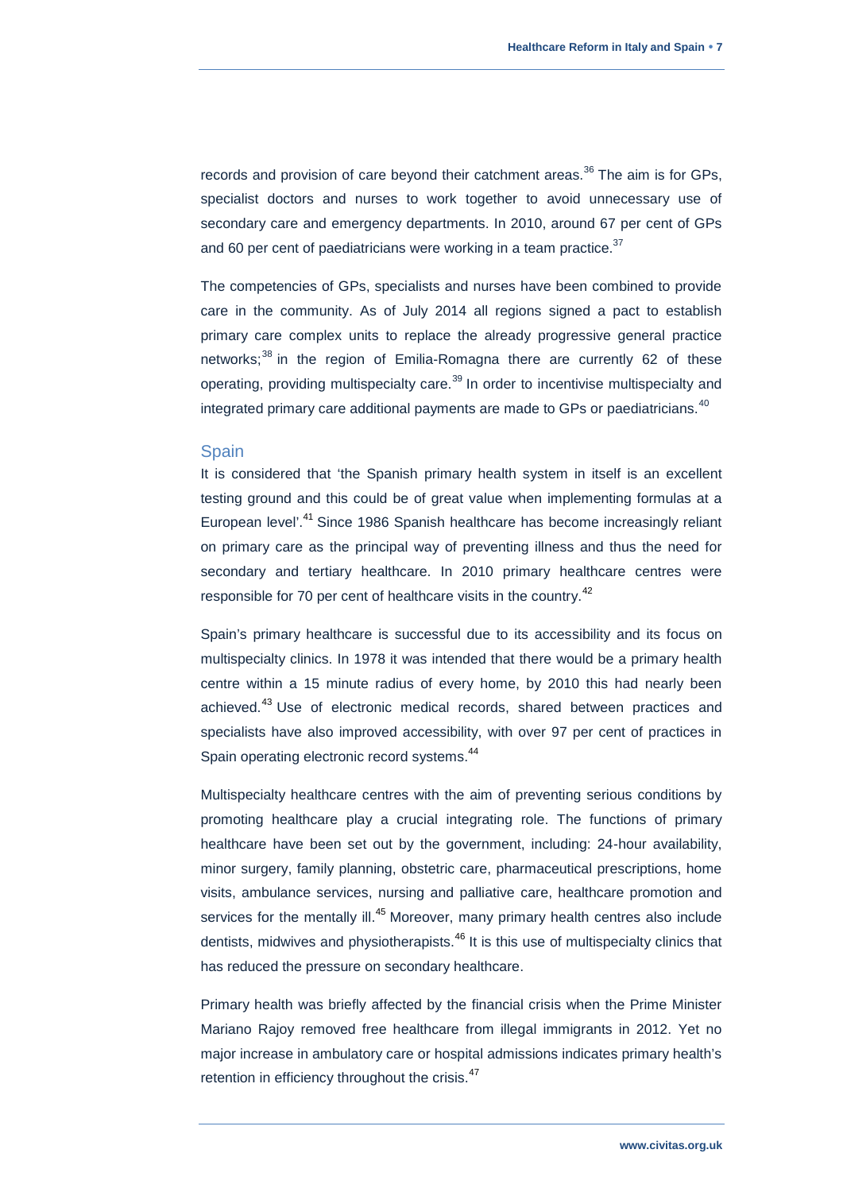records and provision of care beyond their catchment areas.[36] The aim is for GPs, specialist doctors and nurses to work together to avoid unnecessary use of secondary care and emergency departments. In 2010, around 67 per cent of GPs and 60 per cent of paediatricians were working in a team practice.[37]

The competencies of GPs, specialists and nurses have been combined to provide care in the community. As of July 2014 all regions signed a pact to establish primary care complex units to replace the already progressive general practice networks;[38] in the region of Emilia-Romagna there are currently 62 of these operating, providing multispecialty care.[39] In order to incentivise multispecialty and integrated primary care additional payments are made to GPs or paediatricians.[40]

## Spain

It is considered that 'the Spanish primary health system in itself is an excellent testing ground and this could be of great value when implementing formulas at a European level'.[41] Since 1986 Spanish healthcare has become increasingly reliant on primary care as the principal way of preventing illness and thus the need for secondary and tertiary healthcare. In 2010 primary healthcare centres were responsible for 70 per cent of healthcare visits in the country.[42]

Spain's primary healthcare is successful due to its accessibility and its focus on multispecialty clinics. In 1978 it was intended that there would be a primary health centre within a 15 minute radius of every home, by 2010 this had nearly been achieved.[43] Use of electronic medical records, shared between practices and specialists have also improved accessibility, with over 97 per cent of practices in Spain operating electronic record systems.[44]

Multispecialty healthcare centres with the aim of preventing serious conditions by promoting healthcare play a crucial integrating role. The functions of primary healthcare have been set out by the government, including: 24-hour availability, minor surgery, family planning, obstetric care, pharmaceutical prescriptions, home visits, ambulance services, nursing and palliative care, healthcare promotion and services for the mentally ill.[45] Moreover, many primary health centres also include dentists, midwives and physiotherapists.[46] It is this use of multispecialty clinics that has reduced the pressure on secondary healthcare.

Primary health was briefly affected by the financial crisis when the Prime Minister Mariano Rajoy removed free healthcare from illegal immigrants in 2012. Yet no major increase in ambulatory care or hospital admissions indicates primary health's retention in efficiency throughout the crisis.[47]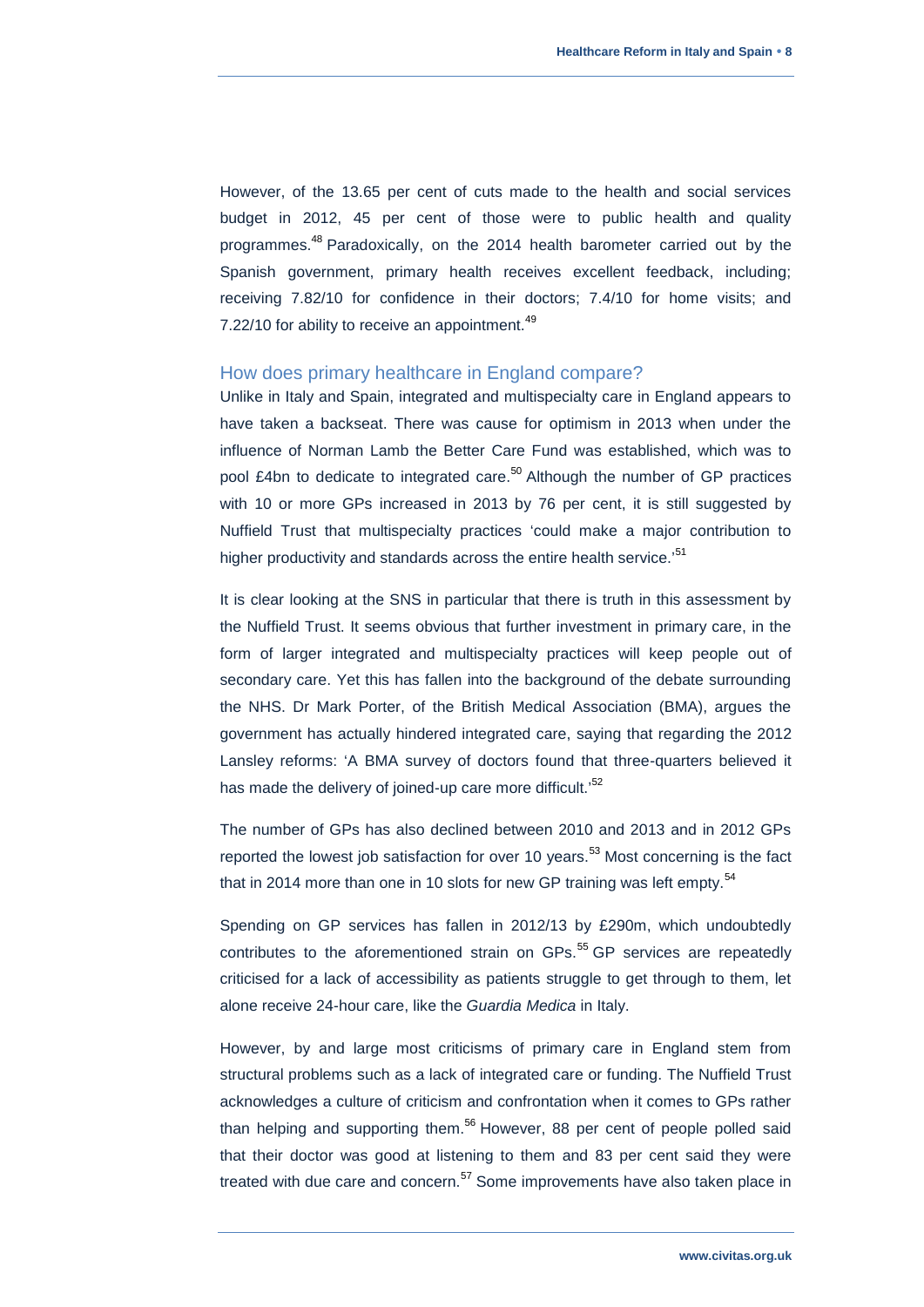However, of the 13.65 per cent of cuts made to the health and social services budget in 2012, 45 per cent of those were to public health and quality programmes.[48] Paradoxically, on the 2014 health barometer carried out by the Spanish government, primary health receives excellent feedback, including; receiving 7.82/10 for confidence in their doctors; 7.4/10 for home visits; and 7.22/10 for ability to receive an appointment.[49]

## How does primary healthcare in England compare?

Unlike in Italy and Spain, integrated and multispecialty care in England appears to have taken a backseat. There was cause for optimism in 2013 when under the influence of Norman Lamb the Better Care Fund was established, which was to pool £4bn to dedicate to integrated care.[50] Although the number of GP practices with 10 or more GPs increased in 2013 by 76 per cent, it is still suggested by Nuffield Trust that multispecialty practices 'could make a major contribution to higher productivity and standards across the entire health service.'[51]

It is clear looking at the SNS in particular that there is truth in this assessment by the Nuffield Trust. It seems obvious that further investment in primary care, in the form of larger integrated and multispecialty practices will keep people out of secondary care. Yet this has fallen into the background of the debate surrounding the NHS. Dr Mark Porter, of the British Medical Association (BMA), argues the government has actually hindered integrated care, saying that regarding the 2012 Lansley reforms: 'A BMA survey of doctors found that three-quarters believed it has made the delivery of joined-up care more difficult.'[52]

The number of GPs has also declined between 2010 and 2013 and in 2012 GPs reported the lowest job satisfaction for over 10 years.[53] Most concerning is the fact that in 2014 more than one in 10 slots for new GP training was left empty.[54]

Spending on GP services has fallen in 2012/13 by £290m, which undoubtedly contributes to the aforementioned strain on GPs.[55] GP services are repeatedly criticised for a lack of accessibility as patients struggle to get through to them, let alone receive 24-hour care, like the *Guardia Medica* in Italy.

However, by and large most criticisms of primary care in England stem from structural problems such as a lack of integrated care or funding. The Nuffield Trust acknowledges a culture of criticism and confrontation when it comes to GPs rather than helping and supporting them.[56] However, 88 per cent of people polled said that their doctor was good at listening to them and 83 per cent said they were treated with due care and concern.[57] Some improvements have also taken place in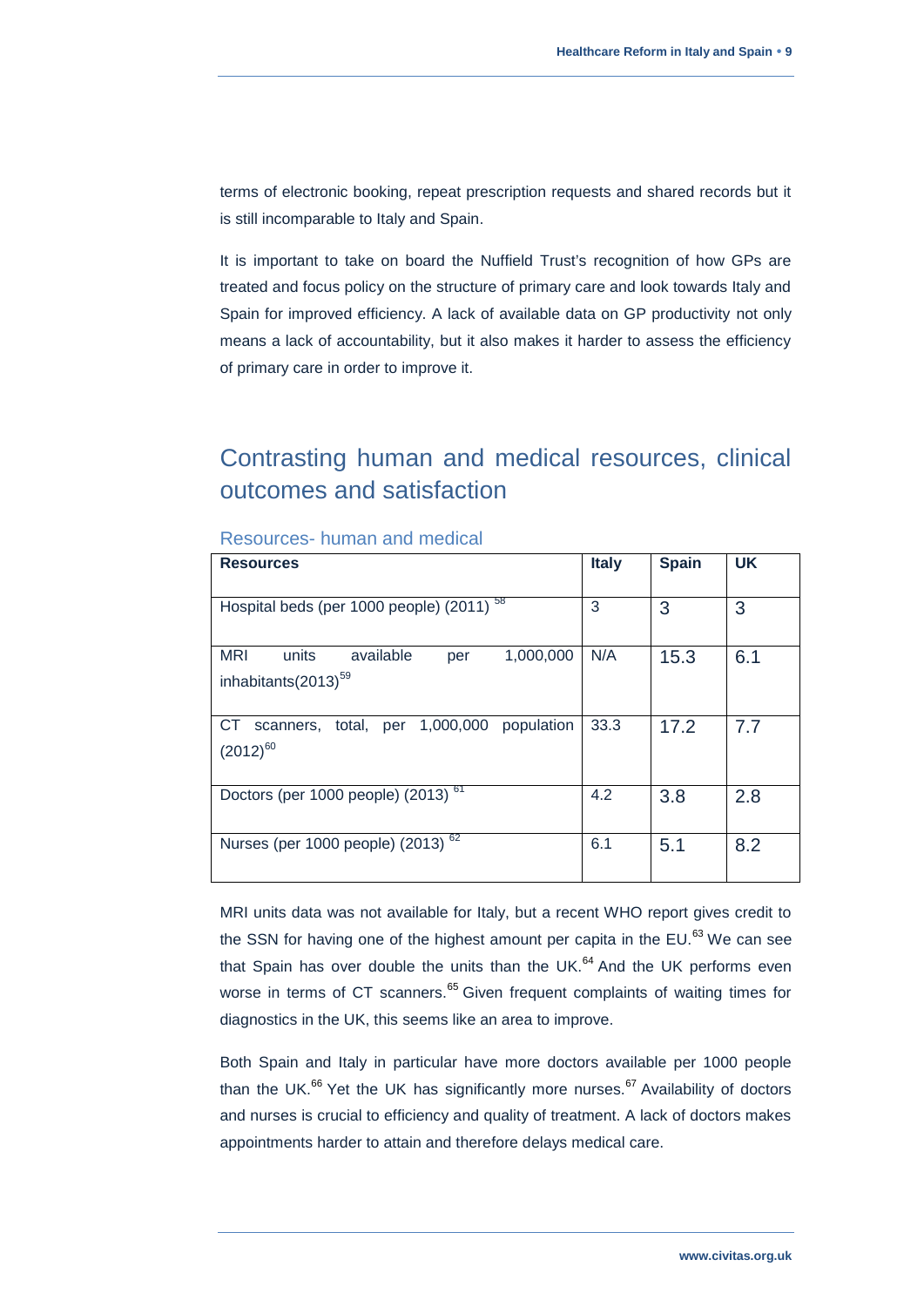terms of electronic booking, repeat prescription requests and shared records but it is still incomparable to Italy and Spain.

It is important to take on board the Nuffield Trust's recognition of how GPs are treated and focus policy on the structure of primary care and look towards Italy and Spain for improved efficiency. A lack of available data on GP productivity not only means a lack of accountability, but it also makes it harder to assess the efficiency of primary care in order to improve it.

## Contrasting human and medical resources, clinical outcomes and satisfaction

### Resources- human and medical

| Resources | Italy | Spain | UK |
|---|---|---|---|
| Hospital beds (per 1000 people) (2011) [58] | 3 | 3 | 3 |
| MRI units available per 1,000,000 inhabitants(2013)[59] | N/A | 15.3 | 6.1 |
| CT scanners, total, per 1,000,000 population (2012)[60] | 33.3 | 17.2 | 7.7 |
| Doctors (per 1000 people) (2013) [61] | 4.2 | 3.8 | 2.8 |
| Nurses (per 1000 people) (2013) [62] | 6.1 | 5.1 | 8.2 |

MRI units data was not available for Italy, but a recent WHO report gives credit to the SSN for having one of the highest amount per capita in the EU.[63] We can see that Spain has over double the units than the UK.[64] And the UK performs even worse in terms of CT scanners.[65] Given frequent complaints of waiting times for diagnostics in the UK, this seems like an area to improve.

Both Spain and Italy in particular have more doctors available per 1000 people than the UK.[66] Yet the UK has significantly more nurses.[67] Availability of doctors and nurses is crucial to efficiency and quality of treatment. A lack of doctors makes appointments harder to attain and therefore delays medical care.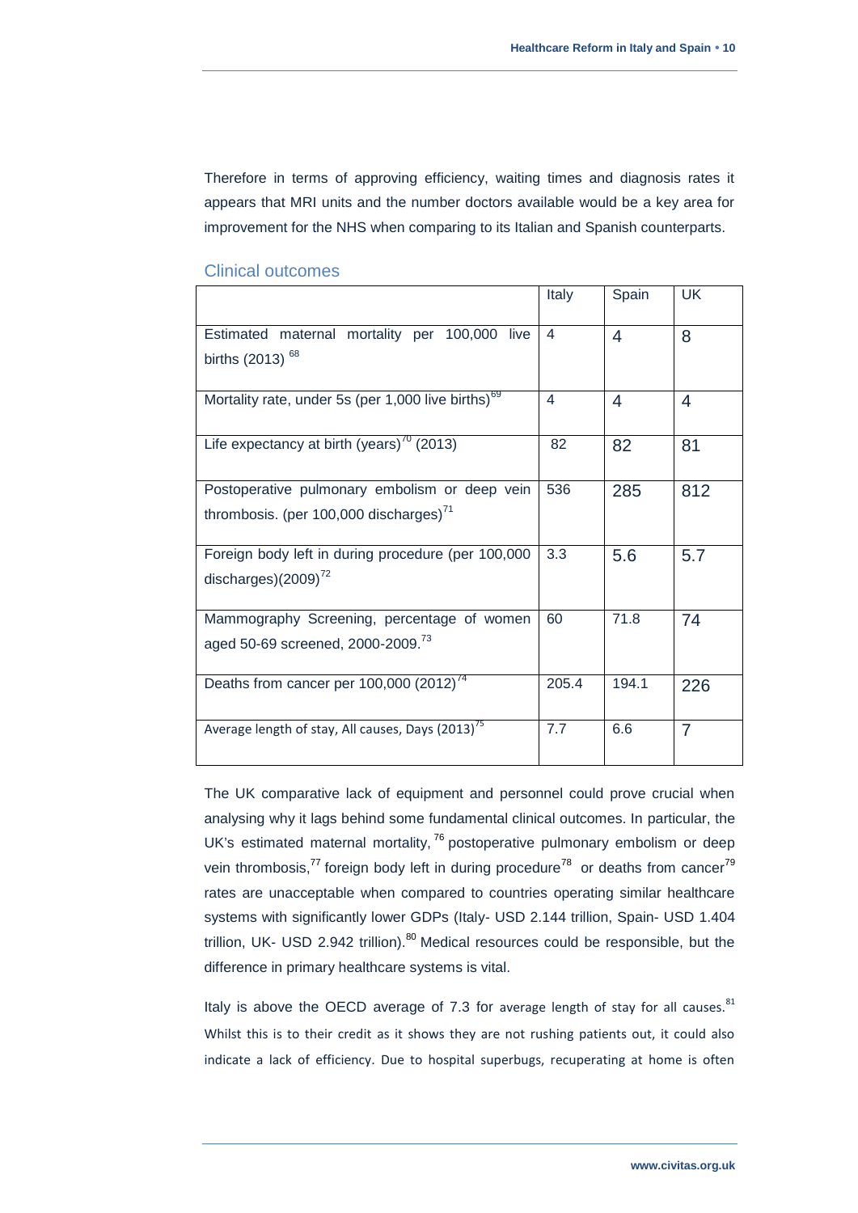Therefore in terms of approving efficiency, waiting times and diagnosis rates it appears that MRI units and the number doctors available would be a key area for improvement for the NHS when comparing to its Italian and Spanish counterparts.

## Clinical outcomes

| | Italy | Spain | UK |
|---|---|---|---|
| Estimated maternal mortality per 100,000 live births (2013) [68] | 4 | 4 | 8 |
| Mortality rate, under 5s (per 1,000 live births)[69] | 4 | 4 | 4 |
| Life expectancy at birth (years)[70] (2013) | 82 | 82 | 81 |
| Postoperative pulmonary embolism or deep vein thrombosis. (per 100,000 discharges)[71] | 536 | 285 | 812 |
| Foreign body left in during procedure (per 100,000 discharges)(2009)[72] | 3.3 | 5.6 | 5.7 |
| Mammography Screening, percentage of women aged 50-69 screened, 2000-2009.[73] | 60 | 71.8 | 74 |
| Deaths from cancer per 100,000 (2012)[74] | 205.4 | 194.1 | 226 |
| Average length of stay, All causes, Days (2013)[75] | 7.7 | 6.6 | 7 |

The UK comparative lack of equipment and personnel could prove crucial when analysing why it lags behind some fundamental clinical outcomes. In particular, the UK's estimated maternal mortality, [76] postoperative pulmonary embolism or deep vein thrombosis,[77] foreign body left in during procedure[78] or deaths from cancer[79] rates are unacceptable when compared to countries operating similar healthcare systems with significantly lower GDPs (Italy- USD 2.144 trillion, Spain- USD 1.404 trillion, UK- USD 2.942 trillion).[80] Medical resources could be responsible, but the difference in primary healthcare systems is vital.

Italy is above the OECD average of 7.3 for average length of stay for all causes.[81] Whilst this is to their credit as it shows they are not rushing patients out, it could also indicate a lack of efficiency. Due to hospital superbugs, recuperating at home is often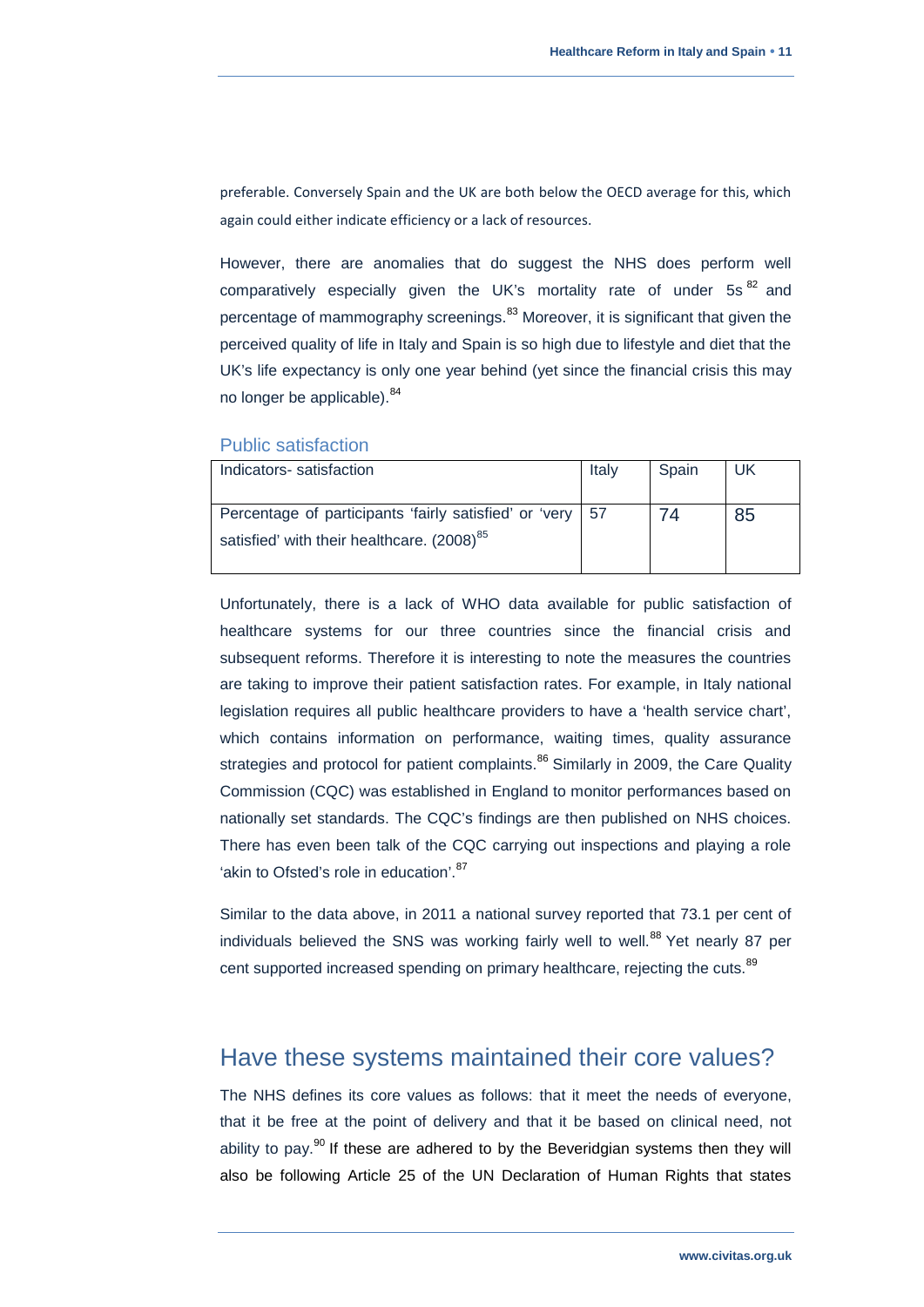preferable. Conversely Spain and the UK are both below the OECD average for this, which again could either indicate efficiency or a lack of resources.

However, there are anomalies that do suggest the NHS does perform well comparatively especially given the UK's mortality rate of under 5s [82] and percentage of mammography screenings.[83] Moreover, it is significant that given the perceived quality of life in Italy and Spain is so high due to lifestyle and diet that the UK's life expectancy is only one year behind (yet since the financial crisis this may no longer be applicable).[84]

### Public satisfaction

| Indicators- satisfaction | Italy | Spain | UK |
|---|---|---|---|
| Percentage of participants 'fairly satisfied' or 'very satisfied' with their healthcare. (2008)[85] | 57 | 74 | 85 |

Unfortunately, there is a lack of WHO data available for public satisfaction of healthcare systems for our three countries since the financial crisis and subsequent reforms. Therefore it is interesting to note the measures the countries are taking to improve their patient satisfaction rates. For example, in Italy national legislation requires all public healthcare providers to have a 'health service chart', which contains information on performance, waiting times, quality assurance strategies and protocol for patient complaints.[86] Similarly in 2009, the Care Quality Commission (CQC) was established in England to monitor performances based on nationally set standards. The CQC's findings are then published on NHS choices. There has even been talk of the CQC carrying out inspections and playing a role 'akin to Ofsted's role in education'.[87]

Similar to the data above, in 2011 a national survey reported that 73.1 per cent of individuals believed the SNS was working fairly well to well.[88] Yet nearly 87 per cent supported increased spending on primary healthcare, rejecting the cuts.[89]

## Have these systems maintained their core values?

The NHS defines its core values as follows: that it meet the needs of everyone, that it be free at the point of delivery and that it be based on clinical need, not ability to pay.[90] If these are adhered to by the Beveridgian systems then they will also be following Article 25 of the UN Declaration of Human Rights that states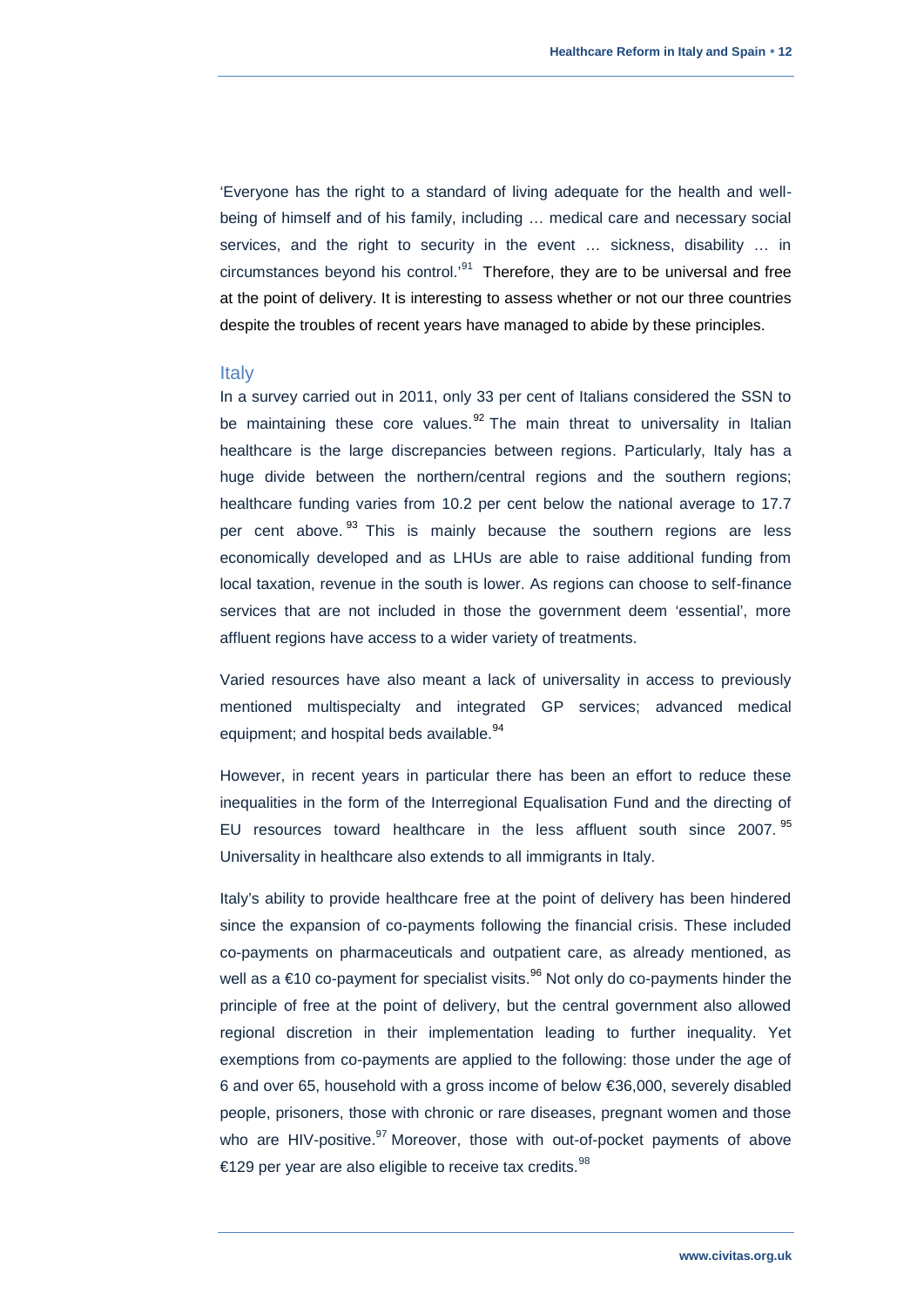'Everyone has the right to a standard of living adequate for the health and well-being of himself and of his family, including … medical care and necessary social services, and the right to security in the event … sickness, disability … in circumstances beyond his control.'[91] Therefore, they are to be universal and free at the point of delivery. It is interesting to assess whether or not our three countries despite the troubles of recent years have managed to abide by these principles.

## Italy

In a survey carried out in 2011, only 33 per cent of Italians considered the SSN to be maintaining these core values.[92] The main threat to universality in Italian healthcare is the large discrepancies between regions. Particularly, Italy has a huge divide between the northern/central regions and the southern regions; healthcare funding varies from 10.2 per cent below the national average to 17.7 per cent above.[93] This is mainly because the southern regions are less economically developed and as LHUs are able to raise additional funding from local taxation, revenue in the south is lower. As regions can choose to self-finance services that are not included in those the government deem 'essential', more affluent regions have access to a wider variety of treatments.

Varied resources have also meant a lack of universality in access to previously mentioned multispecialty and integrated GP services; advanced medical equipment; and hospital beds available.[94]

However, in recent years in particular there has been an effort to reduce these inequalities in the form of the Interregional Equalisation Fund and the directing of EU resources toward healthcare in the less affluent south since 2007.[95] Universality in healthcare also extends to all immigrants in Italy.

Italy's ability to provide healthcare free at the point of delivery has been hindered since the expansion of co-payments following the financial crisis. These included co-payments on pharmaceuticals and outpatient care, as already mentioned, as well as a €10 co-payment for specialist visits.[96] Not only do co-payments hinder the principle of free at the point of delivery, but the central government also allowed regional discretion in their implementation leading to further inequality. Yet exemptions from co-payments are applied to the following: those under the age of 6 and over 65, household with a gross income of below €36,000, severely disabled people, prisoners, those with chronic or rare diseases, pregnant women and those who are HIV-positive.[97] Moreover, those with out-of-pocket payments of above €129 per year are also eligible to receive tax credits.[98]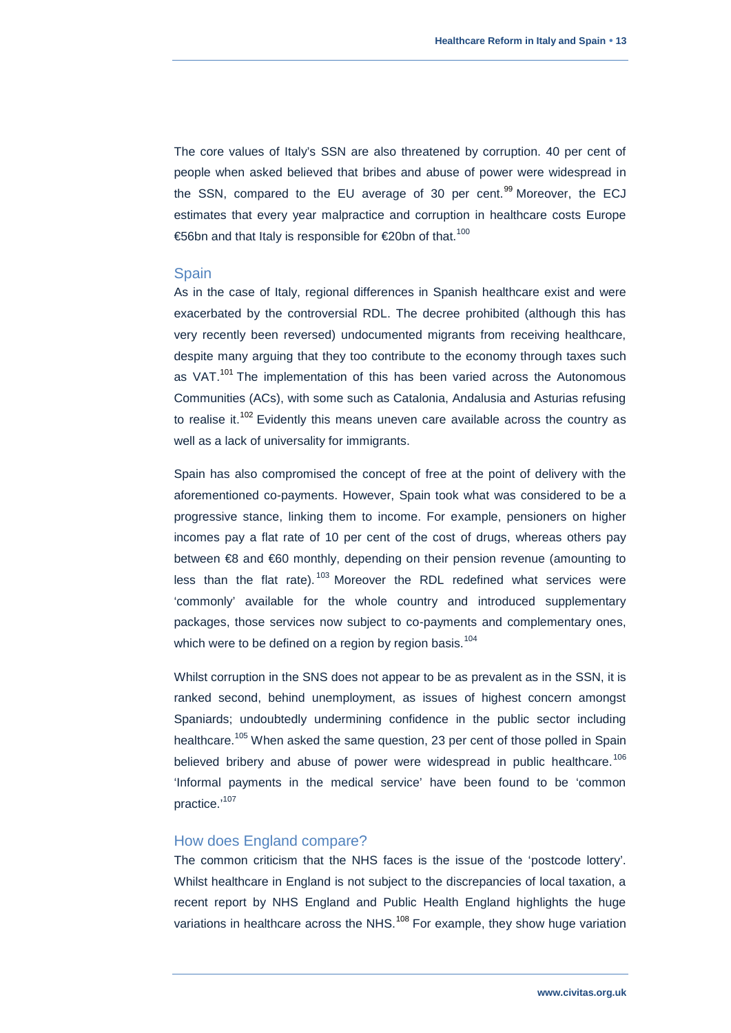The core values of Italy's SSN are also threatened by corruption. 40 per cent of people when asked believed that bribes and abuse of power were widespread in the SSN, compared to the EU average of 30 per cent.[99] Moreover, the ECJ estimates that every year malpractice and corruption in healthcare costs Europe €56bn and that Italy is responsible for €20bn of that.[100]

## Spain

As in the case of Italy, regional differences in Spanish healthcare exist and were exacerbated by the controversial RDL. The decree prohibited (although this has very recently been reversed) undocumented migrants from receiving healthcare, despite many arguing that they too contribute to the economy through taxes such as VAT.[101] The implementation of this has been varied across the Autonomous Communities (ACs), with some such as Catalonia, Andalusia and Asturias refusing to realise it.[102] Evidently this means uneven care available across the country as well as a lack of universality for immigrants.

Spain has also compromised the concept of free at the point of delivery with the aforementioned co-payments. However, Spain took what was considered to be a progressive stance, linking them to income. For example, pensioners on higher incomes pay a flat rate of 10 per cent of the cost of drugs, whereas others pay between €8 and €60 monthly, depending on their pension revenue (amounting to less than the flat rate).[103] Moreover the RDL redefined what services were 'commonly' available for the whole country and introduced supplementary packages, those services now subject to co-payments and complementary ones, which were to be defined on a region by region basis.[104]

Whilst corruption in the SNS does not appear to be as prevalent as in the SSN, it is ranked second, behind unemployment, as issues of highest concern amongst Spaniards; undoubtedly undermining confidence in the public sector including healthcare.[105] When asked the same question, 23 per cent of those polled in Spain believed bribery and abuse of power were widespread in public healthcare.[106] 'Informal payments in the medical service' have been found to be 'common practice.'[107]

## How does England compare?

The common criticism that the NHS faces is the issue of the 'postcode lottery'. Whilst healthcare in England is not subject to the discrepancies of local taxation, a recent report by NHS England and Public Health England highlights the huge variations in healthcare across the NHS.[108] For example, they show huge variation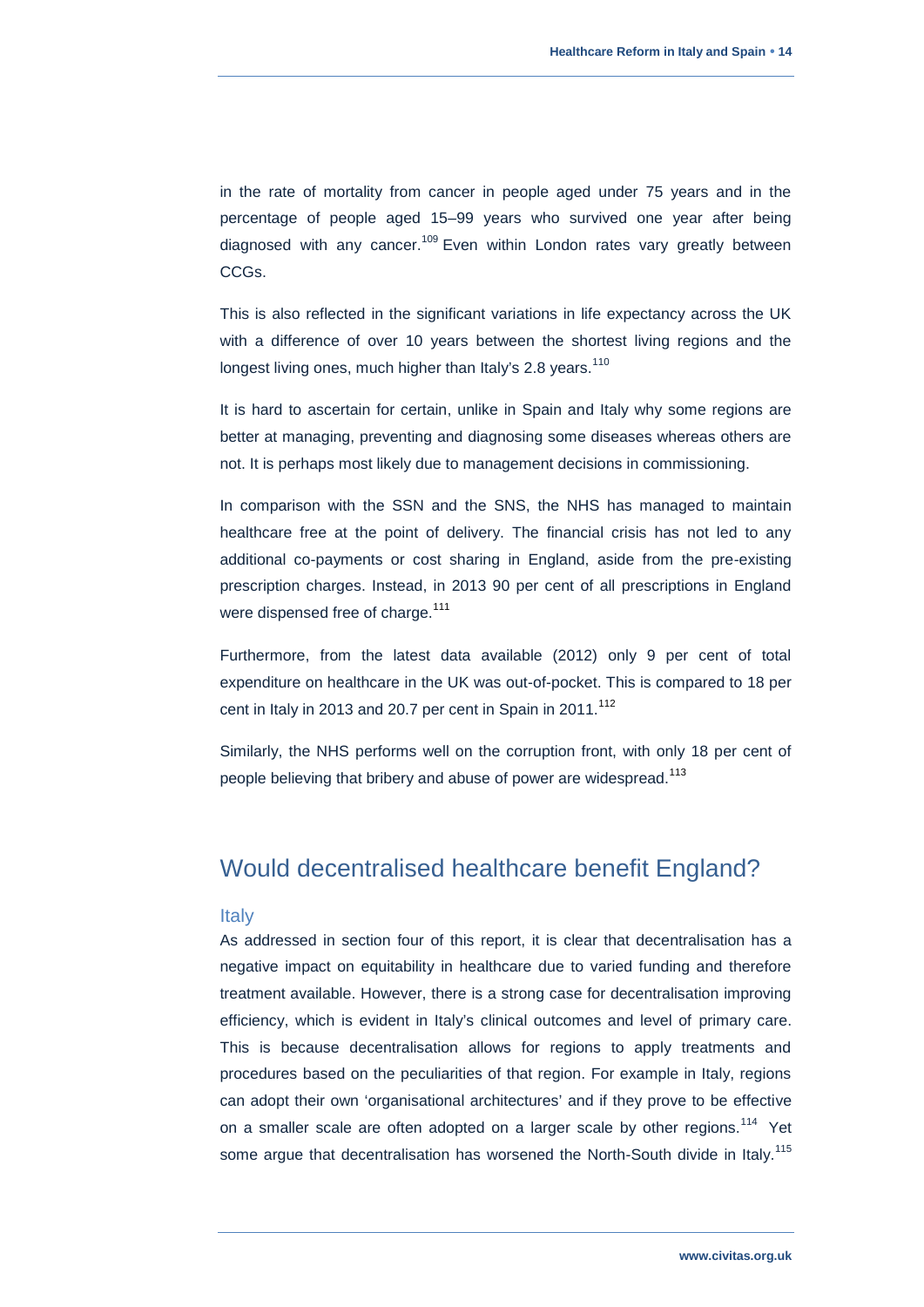in the rate of mortality from cancer in people aged under 75 years and in the percentage of people aged 15–99 years who survived one year after being diagnosed with any cancer.[109] Even within London rates vary greatly between CCGs.

This is also reflected in the significant variations in life expectancy across the UK with a difference of over 10 years between the shortest living regions and the longest living ones, much higher than Italy's 2.8 years.[110]

It is hard to ascertain for certain, unlike in Spain and Italy why some regions are better at managing, preventing and diagnosing some diseases whereas others are not. It is perhaps most likely due to management decisions in commissioning.

In comparison with the SSN and the SNS, the NHS has managed to maintain healthcare free at the point of delivery. The financial crisis has not led to any additional co-payments or cost sharing in England, aside from the pre-existing prescription charges. Instead, in 2013 90 per cent of all prescriptions in England were dispensed free of charge.[111]

Furthermore, from the latest data available (2012) only 9 per cent of total expenditure on healthcare in the UK was out-of-pocket. This is compared to 18 per cent in Italy in 2013 and 20.7 per cent in Spain in 2011.[112]

Similarly, the NHS performs well on the corruption front, with only 18 per cent of people believing that bribery and abuse of power are widespread.[113]

## Would decentralised healthcare benefit England?

### Italy

As addressed in section four of this report, it is clear that decentralisation has a negative impact on equitability in healthcare due to varied funding and therefore treatment available. However, there is a strong case for decentralisation improving efficiency, which is evident in Italy's clinical outcomes and level of primary care. This is because decentralisation allows for regions to apply treatments and procedures based on the peculiarities of that region. For example in Italy, regions can adopt their own 'organisational architectures' and if they prove to be effective on a smaller scale are often adopted on a larger scale by other regions.[114] Yet some argue that decentralisation has worsened the North-South divide in Italy.[115]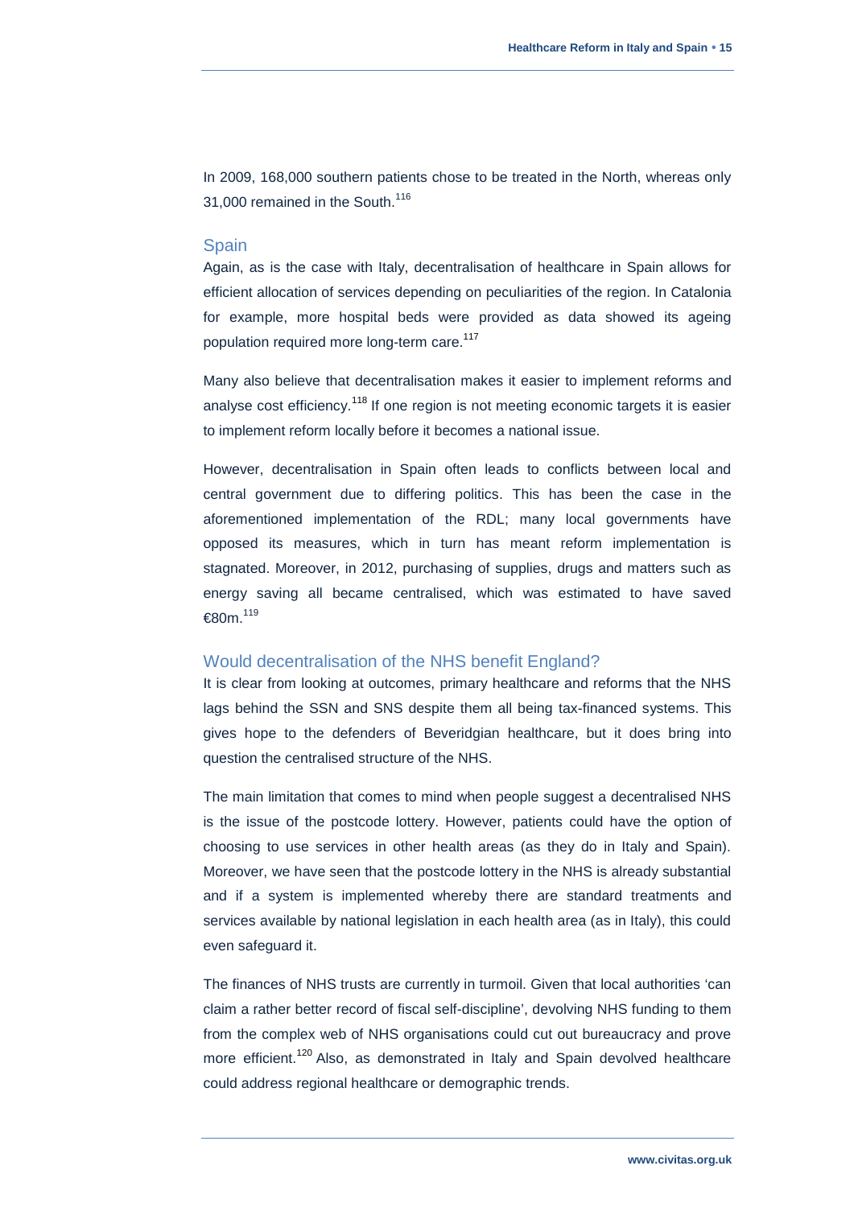In 2009, 168,000 southern patients chose to be treated in the North, whereas only 31,000 remained in the South.[116]

## Spain

Again, as is the case with Italy, decentralisation of healthcare in Spain allows for efficient allocation of services depending on peculiarities of the region. In Catalonia for example, more hospital beds were provided as data showed its ageing population required more long-term care.[117]

Many also believe that decentralisation makes it easier to implement reforms and analyse cost efficiency.[118] If one region is not meeting economic targets it is easier to implement reform locally before it becomes a national issue.

However, decentralisation in Spain often leads to conflicts between local and central government due to differing politics. This has been the case in the aforementioned implementation of the RDL; many local governments have opposed its measures, which in turn has meant reform implementation is stagnated. Moreover, in 2012, purchasing of supplies, drugs and matters such as energy saving all became centralised, which was estimated to have saved €80m.[119]

## Would decentralisation of the NHS benefit England?

It is clear from looking at outcomes, primary healthcare and reforms that the NHS lags behind the SSN and SNS despite them all being tax-financed systems. This gives hope to the defenders of Beveridgian healthcare, but it does bring into question the centralised structure of the NHS.

The main limitation that comes to mind when people suggest a decentralised NHS is the issue of the postcode lottery. However, patients could have the option of choosing to use services in other health areas (as they do in Italy and Spain). Moreover, we have seen that the postcode lottery in the NHS is already substantial and if a system is implemented whereby there are standard treatments and services available by national legislation in each health area (as in Italy), this could even safeguard it.

The finances of NHS trusts are currently in turmoil. Given that local authorities 'can claim a rather better record of fiscal self-discipline', devolving NHS funding to them from the complex web of NHS organisations could cut out bureaucracy and prove more efficient.[120] Also, as demonstrated in Italy and Spain devolved healthcare could address regional healthcare or demographic trends.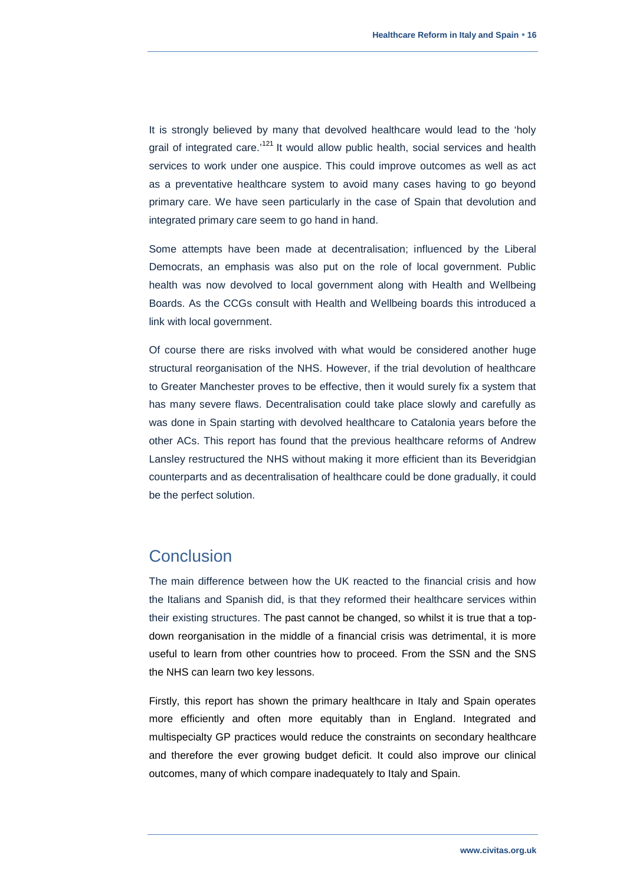It is strongly believed by many that devolved healthcare would lead to the 'holy grail of integrated care.'[121] It would allow public health, social services and health services to work under one auspice. This could improve outcomes as well as act as a preventative healthcare system to avoid many cases having to go beyond primary care. We have seen particularly in the case of Spain that devolution and integrated primary care seem to go hand in hand.

Some attempts have been made at decentralisation; influenced by the Liberal Democrats, an emphasis was also put on the role of local government. Public health was now devolved to local government along with Health and Wellbeing Boards. As the CCGs consult with Health and Wellbeing boards this introduced a link with local government.

Of course there are risks involved with what would be considered another huge structural reorganisation of the NHS. However, if the trial devolution of healthcare to Greater Manchester proves to be effective, then it would surely fix a system that has many severe flaws. Decentralisation could take place slowly and carefully as was done in Spain starting with devolved healthcare to Catalonia years before the other ACs. This report has found that the previous healthcare reforms of Andrew Lansley restructured the NHS without making it more efficient than its Beveridgian counterparts and as decentralisation of healthcare could be done gradually, it could be the perfect solution.

## Conclusion

The main difference between how the UK reacted to the financial crisis and how the Italians and Spanish did, is that they reformed their healthcare services within their existing structures. The past cannot be changed, so whilst it is true that a top-down reorganisation in the middle of a financial crisis was detrimental, it is more useful to learn from other countries how to proceed. From the SSN and the SNS the NHS can learn two key lessons.

Firstly, this report has shown the primary healthcare in Italy and Spain operates more efficiently and often more equitably than in England. Integrated and multispecialty GP practices would reduce the constraints on secondary healthcare and therefore the ever growing budget deficit. It could also improve our clinical outcomes, many of which compare inadequately to Italy and Spain.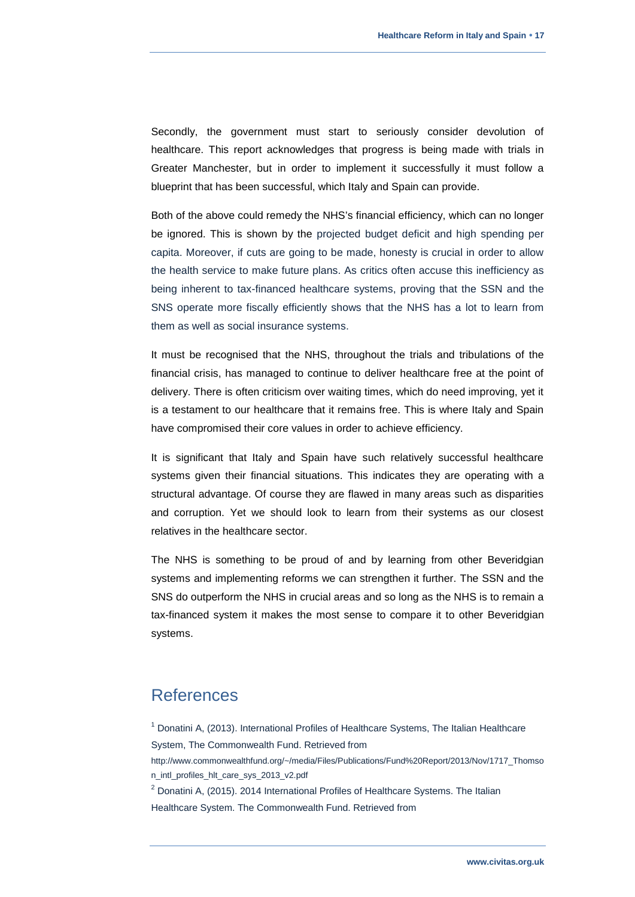Secondly, the government must start to seriously consider devolution of healthcare. This report acknowledges that progress is being made with trials in Greater Manchester, but in order to implement it successfully it must follow a blueprint that has been successful, which Italy and Spain can provide.

Both of the above could remedy the NHS's financial efficiency, which can no longer be ignored. This is shown by the projected budget deficit and high spending per capita. Moreover, if cuts are going to be made, honesty is crucial in order to allow the health service to make future plans. As critics often accuse this inefficiency as being inherent to tax-financed healthcare systems, proving that the SSN and the SNS operate more fiscally efficiently shows that the NHS has a lot to learn from them as well as social insurance systems.

It must be recognised that the NHS, throughout the trials and tribulations of the financial crisis, has managed to continue to deliver healthcare free at the point of delivery. There is often criticism over waiting times, which do need improving, yet it is a testament to our healthcare that it remains free. This is where Italy and Spain have compromised their core values in order to achieve efficiency.

It is significant that Italy and Spain have such relatively successful healthcare systems given their financial situations. This indicates they are operating with a structural advantage. Of course they are flawed in many areas such as disparities and corruption. Yet we should look to learn from their systems as our closest relatives in the healthcare sector.

The NHS is something to be proud of and by learning from other Beveridgian systems and implementing reforms we can strengthen it further. The SSN and the SNS do outperform the NHS in crucial areas and so long as the NHS is to remain a tax-financed system it makes the most sense to compare it to other Beveridgian systems.

## References

[1] Donatini A, (2013). International Profiles of Healthcare Systems, The Italian Healthcare System, The Commonwealth Fund. Retrieved from http://www.commonwealthfund.org/~/media/Files/Publications/Fund%20Report/2013/Nov/1717_Thomson_intl_profiles_hlt_care_sys_2013_v2.pdf

[2] Donatini A, (2015). 2014 International Profiles of Healthcare Systems. The Italian Healthcare System. The Commonwealth Fund. Retrieved from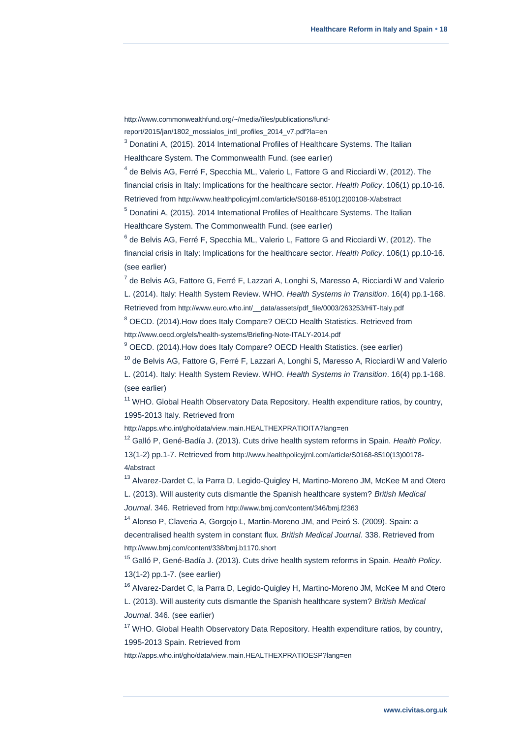http://www.commonwealthfund.org/~/media/files/publications/fund-report/2015/jan/1802_mossialos_intl_profiles_2014_v7.pdf?la=en

[3] Donatini A, (2015). 2014 International Profiles of Healthcare Systems. The Italian Healthcare System. The Commonwealth Fund. (see earlier)

[4] de Belvis AG, Ferré F, Specchia ML, Valerio L, Fattore G and Ricciardi W, (2012). The financial crisis in Italy: Implications for the healthcare sector. *Health Policy*. 106(1) pp.10-16. Retrieved from http://www.healthpolicyjrnl.com/article/S0168-8510(12)00108-X/abstract

[5] Donatini A, (2015). 2014 International Profiles of Healthcare Systems. The Italian Healthcare System. The Commonwealth Fund. (see earlier)

[6] de Belvis AG, Ferré F, Specchia ML, Valerio L, Fattore G and Ricciardi W, (2012). The financial crisis in Italy: Implications for the healthcare sector. *Health Policy*. 106(1) pp.10-16. (see earlier)

[7] de Belvis AG, Fattore G, Ferré F, Lazzari A, Longhi S, Maresso A, Ricciardi W and Valerio L. (2014). Italy: Health System Review. WHO. *Health Systems in Transition*. 16(4) pp.1-168. Retrieved from http://www.euro.who.int/__data/assets/pdf_file/0003/263253/HiT-Italy.pdf

[8] OECD. (2014).How does Italy Compare? OECD Health Statistics. Retrieved from http://www.oecd.org/els/health-systems/Briefing-Note-ITALY-2014.pdf

[9] OECD. (2014).How does Italy Compare? OECD Health Statistics. (see earlier)

[10] de Belvis AG, Fattore G, Ferré F, Lazzari A, Longhi S, Maresso A, Ricciardi W and Valerio L. (2014). Italy: Health System Review. WHO. *Health Systems in Transition*. 16(4) pp.1-168. (see earlier)

[11] WHO. Global Health Observatory Data Repository. Health expenditure ratios, by country, 1995-2013 Italy. Retrieved from http://apps.who.int/gho/data/view.main.HEALTHEXPRATIOITA?lang=en

[12] Galló P, Gené-Badía J. (2013). Cuts drive health system reforms in Spain. *Health Policy*. 13(1-2) pp.1-7. Retrieved from http://www.healthpolicyjrnl.com/article/S0168-8510(13)00178-4/abstract

[13] Alvarez-Dardet C, la Parra D, Legido-Quigley H, Martino-Moreno JM, McKee M and Otero L. (2013). Will austerity cuts dismantle the Spanish healthcare system? *British Medical Journal*. 346. Retrieved from http://www.bmj.com/content/346/bmj.f2363

[14] Alonso P, Claveria A, Gorgojo L, Martin-Moreno JM, and Peiró S. (2009). Spain: a decentralised health system in constant flux. *British Medical Journal*. 338. Retrieved from http://www.bmj.com/content/338/bmj.b1170.short

[15] Galló P, Gené-Badía J. (2013). Cuts drive health system reforms in Spain. *Health Policy*. 13(1-2) pp.1-7. (see earlier)

[16] Alvarez-Dardet C, la Parra D, Legido-Quigley H, Martino-Moreno JM, McKee M and Otero L. (2013). Will austerity cuts dismantle the Spanish healthcare system? *British Medical Journal*. 346. (see earlier)

[17] WHO. Global Health Observatory Data Repository. Health expenditure ratios, by country, 1995-2013 Spain. Retrieved from http://apps.who.int/gho/data/view.main.HEALTHEXPRATIOESP?lang=en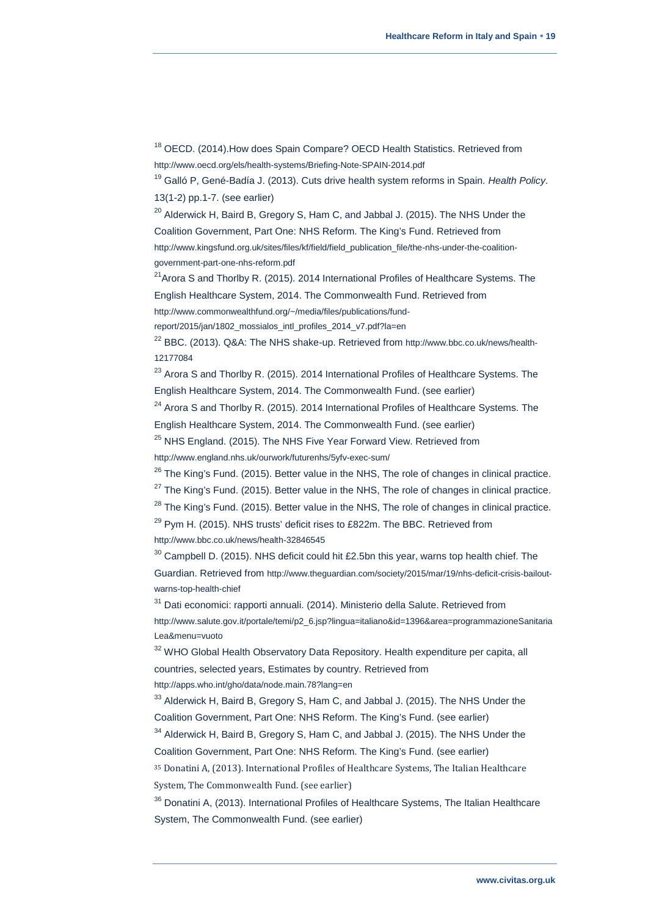[18] OECD. (2014).How does Spain Compare? OECD Health Statistics. Retrieved from http://www.oecd.org/els/health-systems/Briefing-Note-SPAIN-2014.pdf

[19] Galló P, Gené-Badía J. (2013). Cuts drive health system reforms in Spain. *Health Policy*. 13(1-2) pp.1-7. (see earlier)

[20] Alderwick H, Baird B, Gregory S, Ham C, and Jabbal J. (2015). The NHS Under the Coalition Government, Part One: NHS Reform. The King's Fund. Retrieved from http://www.kingsfund.org.uk/sites/files/kf/field/field_publication_file/the-nhs-under-the-coalition-government-part-one-nhs-reform.pdf

[21] Arora S and Thorlby R. (2015). 2014 International Profiles of Healthcare Systems. The English Healthcare System, 2014. The Commonwealth Fund. Retrieved from http://www.commonwealthfund.org/~/media/files/publications/fund-report/2015/jan/1802_mossialos_intl_profiles_2014_v7.pdf?la=en

[22] BBC. (2013). Q&A: The NHS shake-up. Retrieved from http://www.bbc.co.uk/news/health-12177084

[23] Arora S and Thorlby R. (2015). 2014 International Profiles of Healthcare Systems. The English Healthcare System, 2014. The Commonwealth Fund. (see earlier)

[24] Arora S and Thorlby R. (2015). 2014 International Profiles of Healthcare Systems. The English Healthcare System, 2014. The Commonwealth Fund. (see earlier)

[25] NHS England. (2015). The NHS Five Year Forward View. Retrieved from http://www.england.nhs.uk/ourwork/futurenhs/5yfv-exec-sum/

[26] The King's Fund. (2015). Better value in the NHS, The role of changes in clinical practice.

[27] The King's Fund. (2015). Better value in the NHS, The role of changes in clinical practice.

[28] The King's Fund. (2015). Better value in the NHS, The role of changes in clinical practice.

[29] Pym H. (2015). NHS trusts' deficit rises to £822m. The BBC. Retrieved from http://www.bbc.co.uk/news/health-32846545

[30] Campbell D. (2015). NHS deficit could hit £2.5bn this year, warns top health chief. The Guardian. Retrieved from http://www.theguardian.com/society/2015/mar/19/nhs-deficit-crisis-bailout-warns-top-health-chief

[31] Dati economici: rapporti annuali. (2014). Ministerio della Salute. Retrieved from http://www.salute.gov.it/portale/temi/p2_6.jsp?lingua=italiano&id=1396&area=programmazioneSanitariaLea&menu=vuoto

[32] WHO Global Health Observatory Data Repository. Health expenditure per capita, all countries, selected years, Estimates by country. Retrieved from http://apps.who.int/gho/data/node.main.78?lang=en

[33] Alderwick H, Baird B, Gregory S, Ham C, and Jabbal J. (2015). The NHS Under the Coalition Government, Part One: NHS Reform. The King's Fund. (see earlier)

[34] Alderwick H, Baird B, Gregory S, Ham C, and Jabbal J. (2015). The NHS Under the Coalition Government, Part One: NHS Reform. The King's Fund. (see earlier)

[35] Donatini A, (2013). International Profiles of Healthcare Systems, The Italian Healthcare System, The Commonwealth Fund. (see earlier)

[36] Donatini A, (2013). International Profiles of Healthcare Systems, The Italian Healthcare System, The Commonwealth Fund. (see earlier)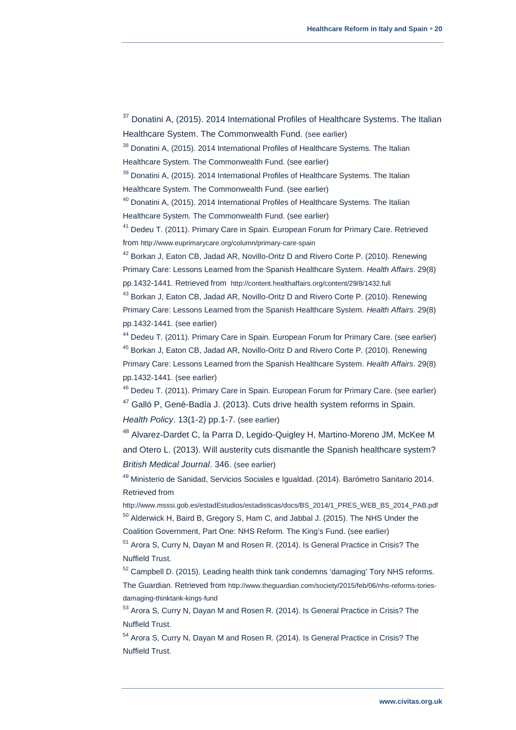[37] Donatini A, (2015). 2014 International Profiles of Healthcare Systems. The Italian Healthcare System. The Commonwealth Fund. (see earlier)

[38] Donatini A, (2015). 2014 International Profiles of Healthcare Systems. The Italian Healthcare System. The Commonwealth Fund. (see earlier)

[39] Donatini A, (2015). 2014 International Profiles of Healthcare Systems. The Italian Healthcare System. The Commonwealth Fund. (see earlier)

[40] Donatini A, (2015). 2014 International Profiles of Healthcare Systems. The Italian Healthcare System. The Commonwealth Fund. (see earlier)

[41] Dedeu T. (2011). Primary Care in Spain. European Forum for Primary Care. Retrieved from http://www.euprimarycare.org/column/primary-care-spain

[42] Borkan J, Eaton CB, Jadad AR, Novillo-Oritz D and Rivero Corte P. (2010). Renewing Primary Care: Lessons Learned from the Spanish Healthcare System. *Health Affairs*. 29(8) pp.1432-1441. Retrieved from http://content.healthaffairs.org/content/29/8/1432.full

[43] Borkan J, Eaton CB, Jadad AR, Novillo-Oritz D and Rivero Corte P. (2010). Renewing Primary Care: Lessons Learned from the Spanish Healthcare System. *Health Affairs*. 29(8) pp.1432-1441. (see earlier)

[44] Dedeu T. (2011). Primary Care in Spain. European Forum for Primary Care. (see earlier)

[45] Borkan J, Eaton CB, Jadad AR, Novillo-Oritz D and Rivero Corte P. (2010). Renewing Primary Care: Lessons Learned from the Spanish Healthcare System. *Health Affairs*. 29(8) pp.1432-1441. (see earlier)

[46] Dedeu T. (2011). Primary Care in Spain. European Forum for Primary Care. (see earlier)

[47] Galló P, Gené-Badía J. (2013). Cuts drive health system reforms in Spain. *Health Policy*. 13(1-2) pp.1-7. (see earlier)

[48] Alvarez-Dardet C, la Parra D, Legido-Quigley H, Martino-Moreno JM, McKee M and Otero L. (2013). Will austerity cuts dismantle the Spanish healthcare system? *British Medical Journal*. 346. (see earlier)

[49] Ministerio de Sanidad, Servicios Sociales e Igualdad. (2014). Barómetro Sanitario 2014. Retrieved from http://www.msssi.gob.es/estadEstudios/estadisticas/docs/BS_2014/1_PRES_WEB_BS_2014_PAB.pdf

[50] Alderwick H, Baird B, Gregory S, Ham C, and Jabbal J. (2015). The NHS Under the Coalition Government, Part One: NHS Reform. The King's Fund. (see earlier)

[51] Arora S, Curry N, Dayan M and Rosen R. (2014). Is General Practice in Crisis? The Nuffield Trust.

[52] Campbell D. (2015). Leading health think tank condemns 'damaging' Tory NHS reforms. The Guardian. Retrieved from http://www.theguardian.com/society/2015/feb/06/nhs-reforms-tories-damaging-thinktank-kings-fund

[53] Arora S, Curry N, Dayan M and Rosen R. (2014). Is General Practice in Crisis? The Nuffield Trust.

[54] Arora S, Curry N, Dayan M and Rosen R. (2014). Is General Practice in Crisis? The Nuffield Trust.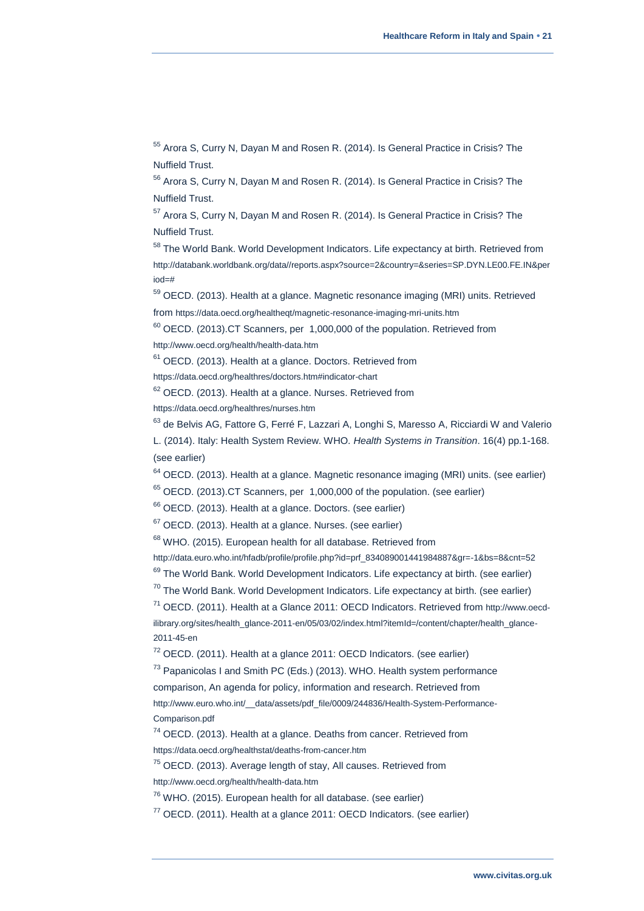[55] Arora S, Curry N, Dayan M and Rosen R. (2014). Is General Practice in Crisis? The Nuffield Trust.

[56] Arora S, Curry N, Dayan M and Rosen R. (2014). Is General Practice in Crisis? The Nuffield Trust.

[57] Arora S, Curry N, Dayan M and Rosen R. (2014). Is General Practice in Crisis? The Nuffield Trust.

[58] The World Bank. World Development Indicators. Life expectancy at birth. Retrieved from http://databank.worldbank.org/data//reports.aspx?source=2&country=&series=SP.DYN.LE00.FE.IN&period=#

[59] OECD. (2013). Health at a glance. Magnetic resonance imaging (MRI) units. Retrieved from https://data.oecd.org/healtheqt/magnetic-resonance-imaging-mri-units.htm

[60] OECD. (2013).CT Scanners, per 1,000,000 of the population. Retrieved from http://www.oecd.org/health/health-data.htm

[61] OECD. (2013). Health at a glance. Doctors. Retrieved from https://data.oecd.org/healthres/doctors.htm#indicator-chart

[62] OECD. (2013). Health at a glance. Nurses. Retrieved from https://data.oecd.org/healthres/nurses.htm

[63] de Belvis AG, Fattore G, Ferré F, Lazzari A, Longhi S, Maresso A, Ricciardi W and Valerio L. (2014). Italy: Health System Review. WHO. *Health Systems in Transition*. 16(4) pp.1-168. (see earlier)

[64] OECD. (2013). Health at a glance. Magnetic resonance imaging (MRI) units. (see earlier)

[65] OECD. (2013).CT Scanners, per 1,000,000 of the population. (see earlier)

[66] OECD. (2013). Health at a glance. Doctors. (see earlier)

[67] OECD. (2013). Health at a glance. Nurses. (see earlier)

[68] WHO. (2015). European health for all database. Retrieved from http://data.euro.who.int/hfadb/profile/profile.php?id=prf_834089001441984887&gr=-1&bs=8&cnt=52

[69] The World Bank. World Development Indicators. Life expectancy at birth. (see earlier)

[70] The World Bank. World Development Indicators. Life expectancy at birth. (see earlier)

[71] OECD. (2011). Health at a Glance 2011: OECD Indicators. Retrieved from http://www.oecd-ilibrary.org/sites/health_glance-2011-en/05/03/02/index.html?itemId=/content/chapter/health_glance-2011-45-en

[72] OECD. (2011). Health at a glance 2011: OECD Indicators. (see earlier)

[73] Papanicolas I and Smith PC (Eds.) (2013). WHO. Health system performance comparison, An agenda for policy, information and research. Retrieved from http://www.euro.who.int/__data/assets/pdf_file/0009/244836/Health-System-Performance-Comparison.pdf

[74] OECD. (2013). Health at a glance. Deaths from cancer. Retrieved from https://data.oecd.org/healthstat/deaths-from-cancer.htm

[75] OECD. (2013). Average length of stay, All causes. Retrieved from http://www.oecd.org/health/health-data.htm

[76] WHO. (2015). European health for all database. (see earlier)

[77] OECD. (2011). Health at a glance 2011: OECD Indicators. (see earlier)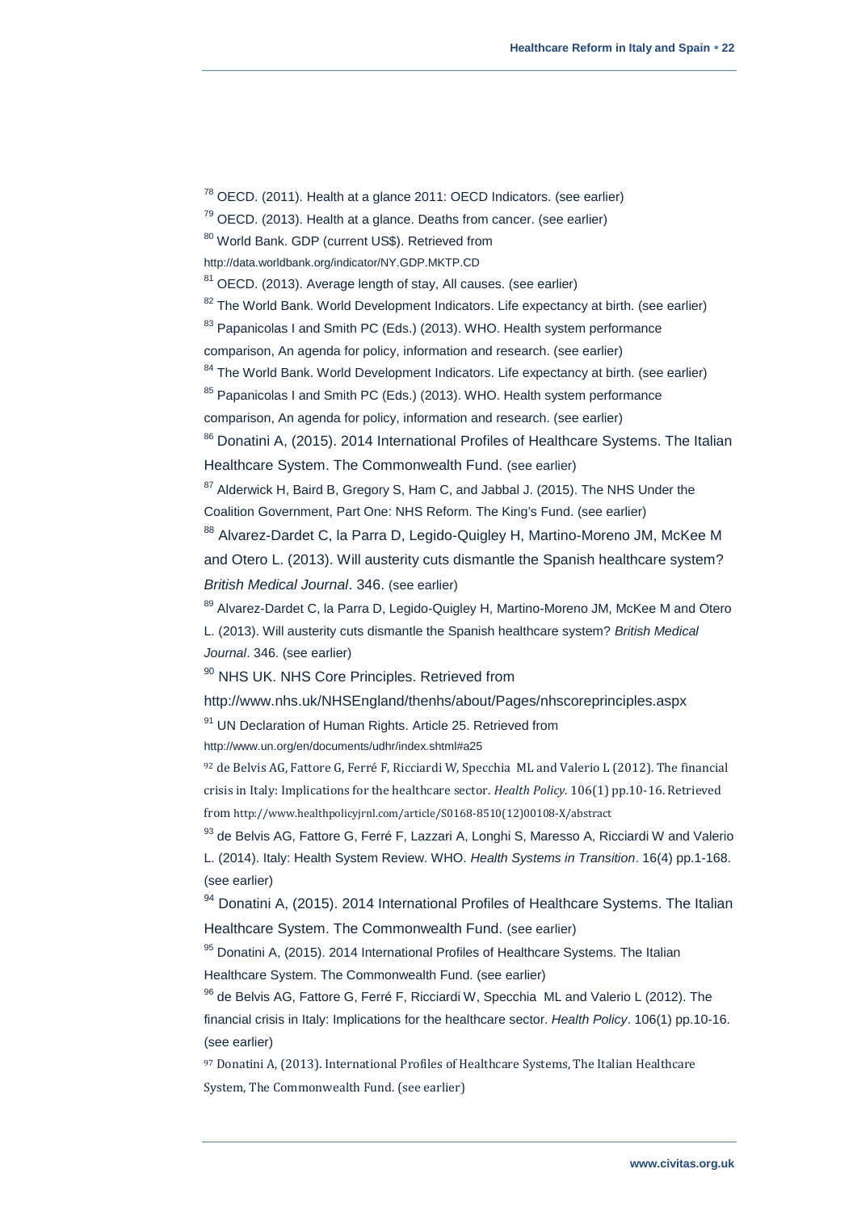[78] OECD. (2011). Health at a glance 2011: OECD Indicators. (see earlier)

[79] OECD. (2013). Health at a glance. Deaths from cancer. (see earlier)

[80] World Bank. GDP (current US$). Retrieved from http://data.worldbank.org/indicator/NY.GDP.MKTP.CD

[81] OECD. (2013). Average length of stay, All causes. (see earlier)

[82] The World Bank. World Development Indicators. Life expectancy at birth. (see earlier)

[83] Papanicolas I and Smith PC (Eds.) (2013). WHO. Health system performance comparison, An agenda for policy, information and research. (see earlier)

[84] The World Bank. World Development Indicators. Life expectancy at birth. (see earlier)

[85] Papanicolas I and Smith PC (Eds.) (2013). WHO. Health system performance comparison, An agenda for policy, information and research. (see earlier)

[86] Donatini A, (2015). 2014 International Profiles of Healthcare Systems. The Italian Healthcare System. The Commonwealth Fund. (see earlier)

[87] Alderwick H, Baird B, Gregory S, Ham C, and Jabbal J. (2015). The NHS Under the Coalition Government, Part One: NHS Reform. The King's Fund. (see earlier)

[88] Alvarez-Dardet C, la Parra D, Legido-Quigley H, Martino-Moreno JM, McKee M and Otero L. (2013). Will austerity cuts dismantle the Spanish healthcare system? *British Medical Journal*. 346. (see earlier)

[89] Alvarez-Dardet C, la Parra D, Legido-Quigley H, Martino-Moreno JM, McKee M and Otero L. (2013). Will austerity cuts dismantle the Spanish healthcare system? *British Medical Journal*. 346. (see earlier)

[90] NHS UK. NHS Core Principles. Retrieved from http://www.nhs.uk/NHSEngland/thenhs/about/Pages/nhscoreprinciples.aspx

[91] UN Declaration of Human Rights. Article 25. Retrieved from http://www.un.org/en/documents/udhr/index.shtml#a25

[92] de Belvis AG, Fattore G, Ferré F, Ricciardi W, Specchia ML and Valerio L (2012). The financial crisis in Italy: Implications for the healthcare sector. *Health Policy*. 106(1) pp.10-16. Retrieved from http://www.healthpolicyjrnl.com/article/S0168-8510(12)00108-X/abstract

[93] de Belvis AG, Fattore G, Ferré F, Lazzari A, Longhi S, Maresso A, Ricciardi W and Valerio L. (2014). Italy: Health System Review. WHO. *Health Systems in Transition*. 16(4) pp.1-168. (see earlier)

[94] Donatini A, (2015). 2014 International Profiles of Healthcare Systems. The Italian Healthcare System. The Commonwealth Fund. (see earlier)

[95] Donatini A, (2015). 2014 International Profiles of Healthcare Systems. The Italian Healthcare System. The Commonwealth Fund. (see earlier)

[96] de Belvis AG, Fattore G, Ferré F, Ricciardi W, Specchia ML and Valerio L (2012). The financial crisis in Italy: Implications for the healthcare sector. *Health Policy*. 106(1) pp.10-16. (see earlier)

[97] Donatini A, (2013). International Profiles of Healthcare Systems, The Italian Healthcare System, The Commonwealth Fund. (see earlier)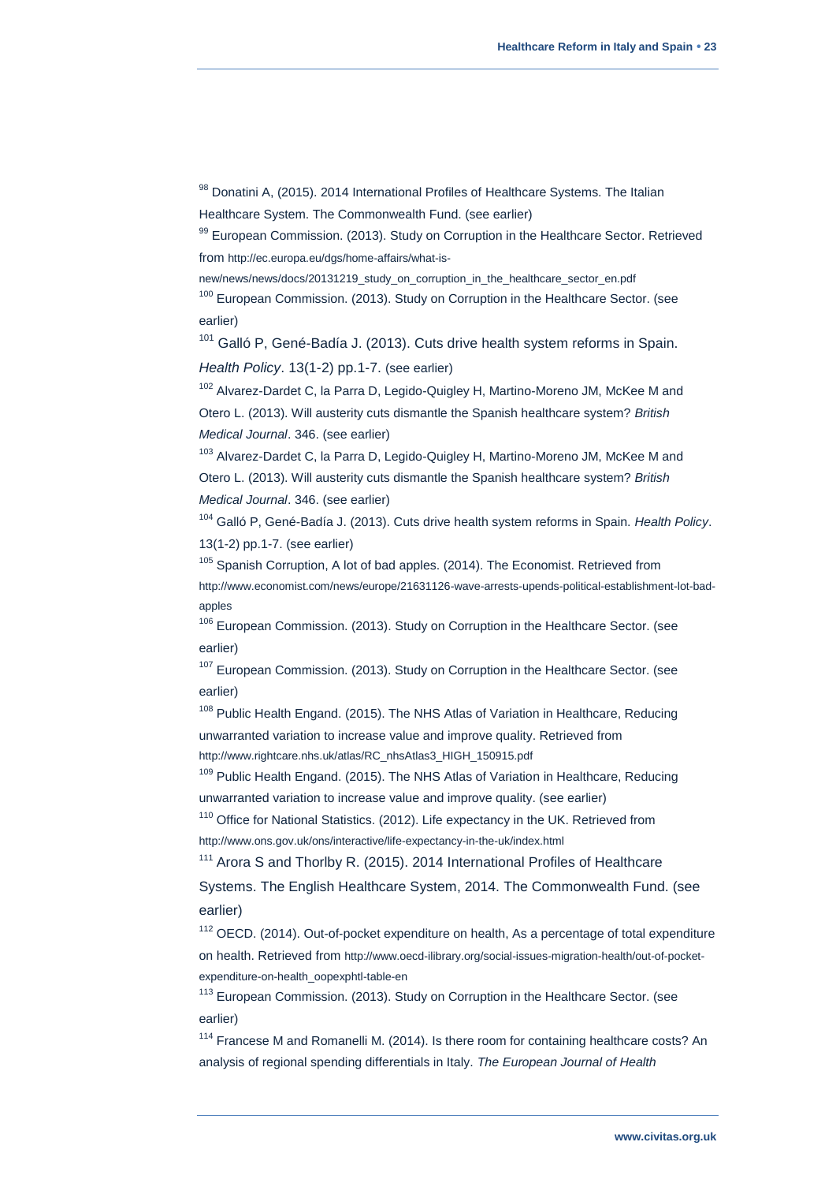[98] Donatini A, (2015). 2014 International Profiles of Healthcare Systems. The Italian Healthcare System. The Commonwealth Fund. (see earlier)

[99] European Commission. (2013). Study on Corruption in the Healthcare Sector. Retrieved from http://ec.europa.eu/dgs/home-affairs/what-is-new/news/news/docs/20131219_study_on_corruption_in_the_healthcare_sector_en.pdf

[100] European Commission. (2013). Study on Corruption in the Healthcare Sector. (see earlier)

[101] Galló P, Gené-Badía J. (2013). Cuts drive health system reforms in Spain. *Health Policy*. 13(1-2) pp.1-7. (see earlier)

[102] Alvarez-Dardet C, la Parra D, Legido-Quigley H, Martino-Moreno JM, McKee M and Otero L. (2013). Will austerity cuts dismantle the Spanish healthcare system? *British Medical Journal*. 346. (see earlier)

[103] Alvarez-Dardet C, la Parra D, Legido-Quigley H, Martino-Moreno JM, McKee M and Otero L. (2013). Will austerity cuts dismantle the Spanish healthcare system? *British Medical Journal*. 346. (see earlier)

[104] Galló P, Gené-Badía J. (2013). Cuts drive health system reforms in Spain. *Health Policy*. 13(1-2) pp.1-7. (see earlier)

[105] Spanish Corruption, A lot of bad apples. (2014). The Economist. Retrieved from http://www.economist.com/news/europe/21631126-wave-arrests-upends-political-establishment-lot-bad-apples

[106] European Commission. (2013). Study on Corruption in the Healthcare Sector. (see earlier)

[107] European Commission. (2013). Study on Corruption in the Healthcare Sector. (see earlier)

[108] Public Health Engand. (2015). The NHS Atlas of Variation in Healthcare, Reducing unwarranted variation to increase value and improve quality. Retrieved from http://www.rightcare.nhs.uk/atlas/RC_nhsAtlas3_HIGH_150915.pdf

[109] Public Health Engand. (2015). The NHS Atlas of Variation in Healthcare, Reducing unwarranted variation to increase value and improve quality. (see earlier)

[110] Office for National Statistics. (2012). Life expectancy in the UK. Retrieved from http://www.ons.gov.uk/ons/interactive/life-expectancy-in-the-uk/index.html

[111] Arora S and Thorlby R. (2015). 2014 International Profiles of Healthcare Systems. The English Healthcare System, 2014. The Commonwealth Fund. (see earlier)

[112] OECD. (2014). Out-of-pocket expenditure on health, As a percentage of total expenditure on health. Retrieved from http://www.oecd-ilibrary.org/social-issues-migration-health/out-of-pocket-expenditure-on-health_oopexphtl-table-en

[113] European Commission. (2013). Study on Corruption in the Healthcare Sector. (see earlier)

[114] Francese M and Romanelli M. (2014). Is there room for containing healthcare costs? An analysis of regional spending differentials in Italy. *The European Journal of Health*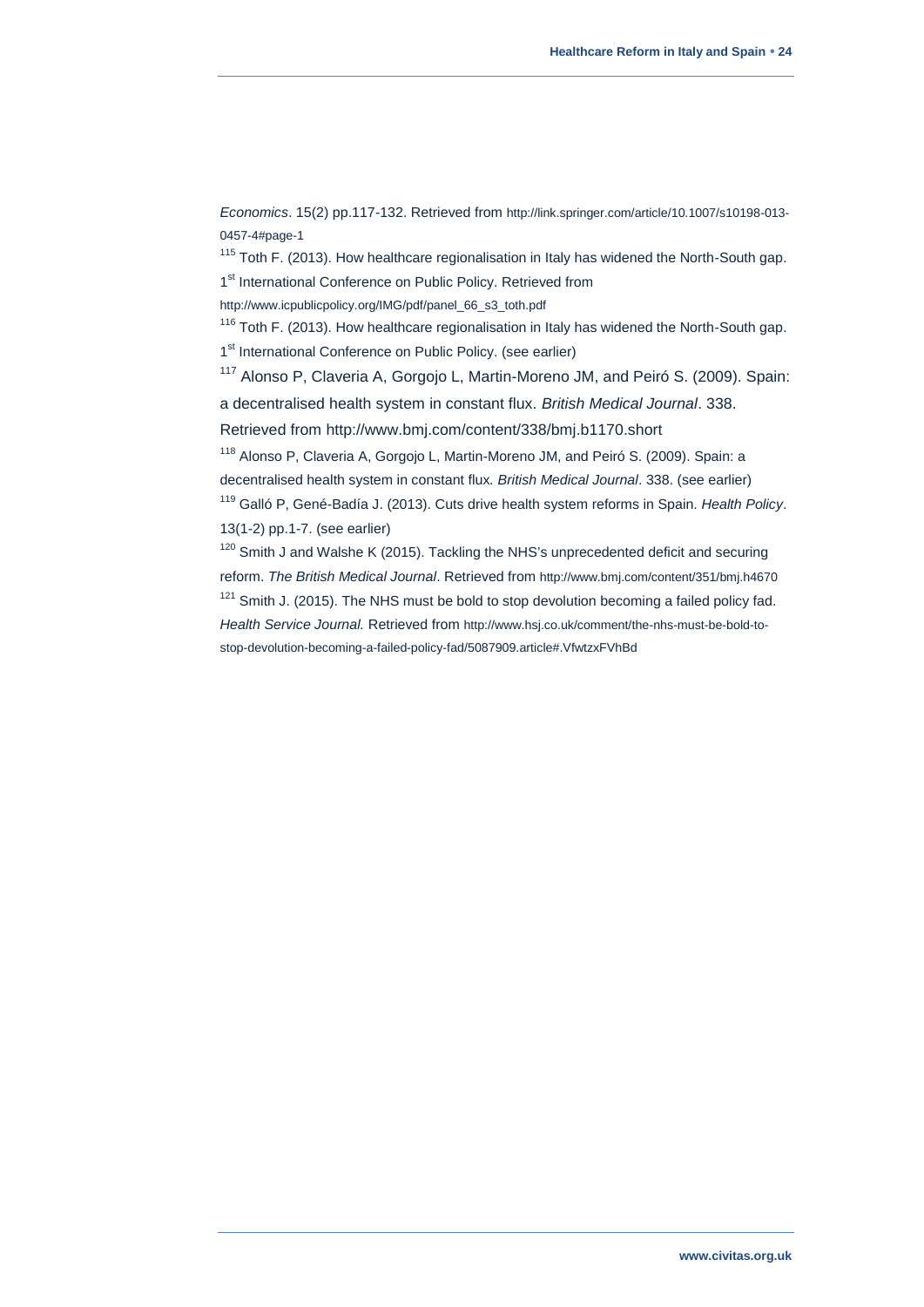*Economics*. 15(2) pp.117-132. Retrieved from http://link.springer.com/article/10.1007/s10198-013-0457-4#page-1

[115] Toth F. (2013). How healthcare regionalisation in Italy has widened the North-South gap. 1st International Conference on Public Policy. Retrieved from http://www.icpublicpolicy.org/IMG/pdf/panel_66_s3_toth.pdf

[116] Toth F. (2013). How healthcare regionalisation in Italy has widened the North-South gap. 1st International Conference on Public Policy. (see earlier)

[117] Alonso P, Claveria A, Gorgojo L, Martin-Moreno JM, and Peiró S. (2009). Spain: a decentralised health system in constant flux. *British Medical Journal*. 338. Retrieved from http://www.bmj.com/content/338/bmj.b1170.short

[118] Alonso P, Claveria A, Gorgojo L, Martin-Moreno JM, and Peiró S. (2009). Spain: a decentralised health system in constant flux. *British Medical Journal*. 338. (see earlier)

[119] Galló P, Gené-Badía J. (2013). Cuts drive health system reforms in Spain. *Health Policy*. 13(1-2) pp.1-7. (see earlier)

[120] Smith J and Walshe K (2015). Tackling the NHS's unprecedented deficit and securing reform. *The British Medical Journal*. Retrieved from http://www.bmj.com/content/351/bmj.h4670

[121] Smith J. (2015). The NHS must be bold to stop devolution becoming a failed policy fad. *Health Service Journal.* Retrieved from http://www.hsj.co.uk/comment/the-nhs-must-be-bold-to-stop-devolution-becoming-a-failed-policy-fad/5087909.article#.VfwtzxFVhBd